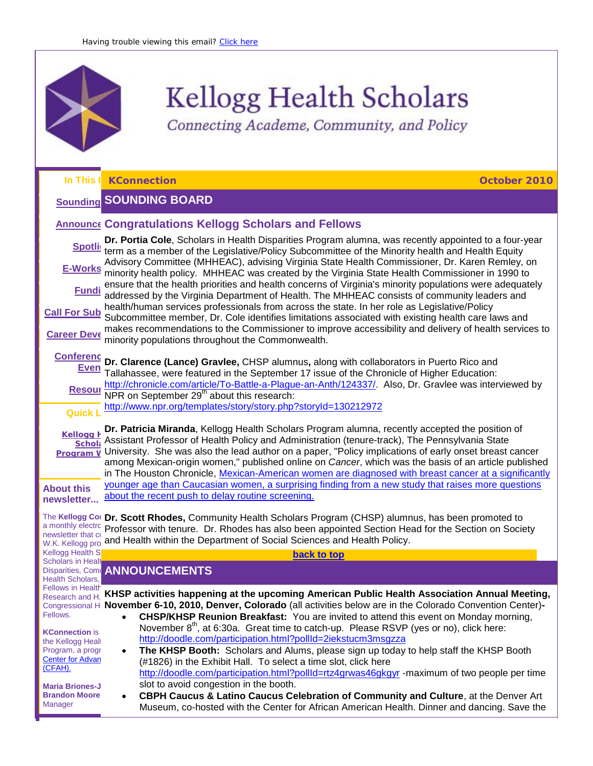Having trouble viewing this email? Click here

# Kellogg Health Scholars

*Connecting Academe, Community, and Policy*

**In This I** | **KConnection** | **October 2010**

Sounding
Announce
Spotli
E-Works
Fundi
Call For Sub
Career Deve
Conferenc Even
Resour

**Quick L**

Kellogg H Schola Program W

**About this newsletter...**

The **Kellogg Co** a monthly electro newsletter that co W.K. Kellogg pro Kellogg Health S Scholars in Healt Disparities, Comm Health Scholars, Fellows in Health Research and H Congressional H Fellows.

**KConnection** is the Kellogg Heal Program, a progr Center for Advan (CFAH).

**Maria Briones-J**
**Brandon Moore** Manager

## SOUNDING BOARD

### Congratulations Kellogg Scholars and Fellows

**Dr. Portia Cole**, Scholars in Health Disparities Program alumna, was recently appointed to a four-year term as a member of the Legislative/Policy Subcommittee of the Minority health and Health Equity Advisory Committee (MHHEAC), advising Virginia State Health Commissioner, Dr. Karen Remley, on minority health policy. MHHEAC was created by the Virginia State Health Commissioner in 1990 to ensure that the health priorities and health concerns of Virginia's minority populations were adequately addressed by the Virginia Department of Health. The MHHEAC consists of community leaders and health/human services professionals from across the state. In her role as Legislative/Policy Subcommittee member, Dr. Cole identifies limitations associated with existing health care laws and makes recommendations to the Commissioner to improve accessibility and delivery of health services to minority populations throughout the Commonwealth.

**Dr. Clarence (Lance) Gravlee,** CHSP alumnus**,** along with collaborators in Puerto Rico and Tallahassee, were featured in the September 17 issue of the Chronicle of Higher Education: http://chronicle.com/article/To-Battle-a-Plague-an-Anth/124337/. Also, Dr. Gravlee was interviewed by NPR on September 29th about this research: http://www.npr.org/templates/story/story.php?storyId=130212972

**Dr. Patricia Miranda**, Kellogg Health Scholars Program alumna, recently accepted the position of Assistant Professor of Health Policy and Administration (tenure-track), The Pennsylvania State University. She was also the lead author on a paper, "Policy implications of early onset breast cancer among Mexican-origin women," published online on *Cancer*, which was the basis of an article published in The Houston Chronicle, Mexican-American women are diagnosed with breast cancer at a significantly younger age than Caucasian women, a surprising finding from a new study that raises more questions about the recent push to delay routine screening.

**Dr. Scott Rhodes,** Community Health Scholars Program (CHSP) alumnus, has been promoted to Professor with tenure. Dr. Rhodes has also been appointed Section Head for the Section on Society and Health within the Department of Social Sciences and Health Policy.

back to top

## ANNOUNCEMENTS

**KHSP activities happening at the upcoming American Public Health Association Annual Meeting, November 6-10, 2010, Denver, Colorado** (all activities below are in the Colorado Convention Center)**-**

- **CHSP/KHSP Reunion Breakfast:** You are invited to attend this event on Monday morning, November 8th, at 6:30a. Great time to catch-up. Please RSVP (yes or no), click here: http://doodle.com/participation.html?pollId=2iekstucm3msgzza
- **The KHSP Booth:** Scholars and Alums, please sign up today to help staff the KHSP Booth (#1826) in the Exhibit Hall. To select a time slot, click here http://doodle.com/participation.html?pollId=rtz4grwas46gkgyr -maximum of two people per time slot to avoid congestion in the booth.
- **CBPH Caucus & Latino Caucus Celebration of Community and Culture**, at the Denver Art Museum, co-hosted with the Center for African American Health. Dinner and dancing. Save the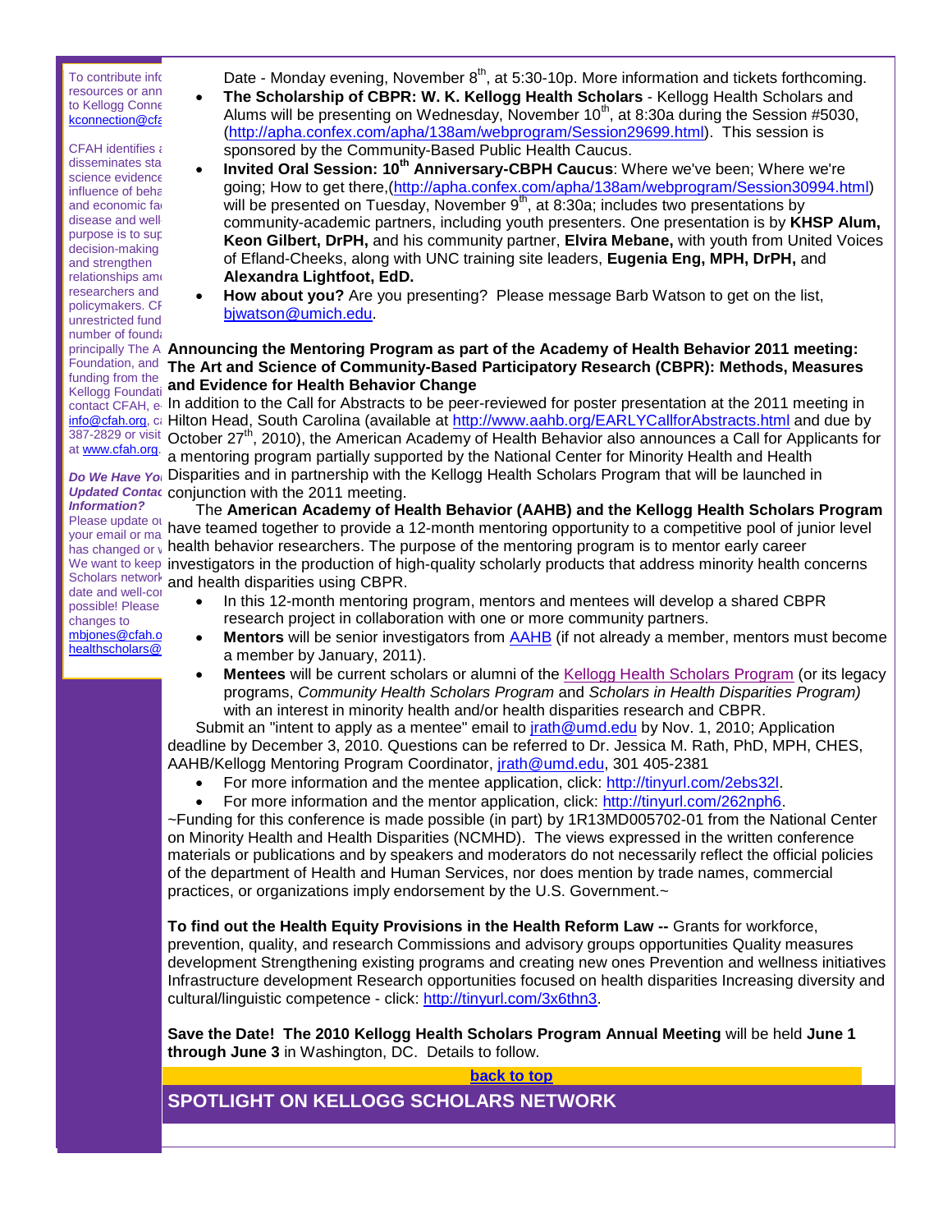To contribute info resources or ann to Kellogg Conne kconnection@cfa

CFAH identifies a disseminates sta science evidence influence of beha and economic fa disease and well purpose is to sup decision-making and strengthen relationships amo researchers and policymakers. CF unrestricted fund number of founda principally The A Foundation, and funding from the Kellogg Foundati contact CFAH, e info@cfah.org, ca 387-2829 or visit at www.cfah.org.

***Do We Have Your Updated Contact Information?***

Please update ou your email or ma has changed or w We want to keep Scholars network date and well-con possible! Please changes to mbjones@cfah.o healthscholars@

Date - Monday evening, November 8th, at 5:30-10p. More information and tickets forthcoming.

- **The Scholarship of CBPR: W. K. Kellogg Health Scholars** - Kellogg Health Scholars and Alums will be presenting on Wednesday, November 10th, at 8:30a during the Session #5030, (http://apha.confex.com/apha/138am/webprogram/Session29699.html). This session is sponsored by the Community-Based Public Health Caucus.
- **Invited Oral Session: 10th Anniversary-CBPH Caucus**: Where we've been; Where we're going; How to get there,(http://apha.confex.com/apha/138am/webprogram/Session30994.html) will be presented on Tuesday, November 9th, at 8:30a; includes two presentations by community-academic partners, including youth presenters. One presentation is by **KHSP Alum, Keon Gilbert, DrPH,** and his community partner, **Elvira Mebane,** with youth from United Voices of Efland-Cheeks, along with UNC training site leaders, **Eugenia Eng, MPH, DrPH,** and **Alexandra Lightfoot, EdD.**
- **How about you?** Are you presenting? Please message Barb Watson to get on the list, bjwatson@umich.edu.

**Announcing the Mentoring Program as part of the Academy of Health Behavior 2011 meeting: The Art and Science of Community-Based Participatory Research (CBPR): Methods, Measures and Evidence for Health Behavior Change**

In addition to the Call for Abstracts to be peer-reviewed for poster presentation at the 2011 meeting in Hilton Head, South Carolina (available at http://www.aahb.org/EARLYCallforAbstracts.html and due by October 27th, 2010), the American Academy of Health Behavior also announces a Call for Applicants for a mentoring program partially supported by the National Center for Minority Health and Health Disparities and in partnership with the Kellogg Health Scholars Program that will be launched in conjunction with the 2011 meeting.

The **American Academy of Health Behavior (AAHB) and the Kellogg Health Scholars Program** have teamed together to provide a 12-month mentoring opportunity to a competitive pool of junior level health behavior researchers. The purpose of the mentoring program is to mentor early career investigators in the production of high-quality scholarly products that address minority health concerns and health disparities using CBPR.

- In this 12-month mentoring program, mentors and mentees will develop a shared CBPR research project in collaboration with one or more community partners.
- **Mentors** will be senior investigators from AAHB (if not already a member, mentors must become a member by January, 2011).
- **Mentees** will be current scholars or alumni of the Kellogg Health Scholars Program (or its legacy programs, *Community Health Scholars Program* and *Scholars in Health Disparities Program)* with an interest in minority health and/or health disparities research and CBPR.

Submit an "intent to apply as a mentee" email to jrath@umd.edu by Nov. 1, 2010; Application deadline by December 3, 2010. Questions can be referred to Dr. Jessica M. Rath, PhD, MPH, CHES, AAHB/Kellogg Mentoring Program Coordinator, jrath@umd.edu, 301 405-2381

- For more information and the mentee application, click: http://tinyurl.com/2ebs32l.
- For more information and the mentor application, click: http://tinyurl.com/262nph6.

~Funding for this conference is made possible (in part) by 1R13MD005702-01 from the National Center on Minority Health and Health Disparities (NCMHD). The views expressed in the written conference materials or publications and by speakers and moderators do not necessarily reflect the official policies of the department of Health and Human Services, nor does mention by trade names, commercial practices, or organizations imply endorsement by the U.S. Government.~

**To find out the Health Equity Provisions in the Health Reform Law --** Grants for workforce, prevention, quality, and research Commissions and advisory groups opportunities Quality measures development Strengthening existing programs and creating new ones Prevention and wellness initiatives Infrastructure development Research opportunities focused on health disparities Increasing diversity and cultural/linguistic competence - click: http://tinyurl.com/3x6thn3.

**Save the Date! The 2010 Kellogg Health Scholars Program Annual Meeting** will be held **June 1 through June 3** in Washington, DC. Details to follow.

**back to top**

## SPOTLIGHT ON KELLOGG SCHOLARS NETWORK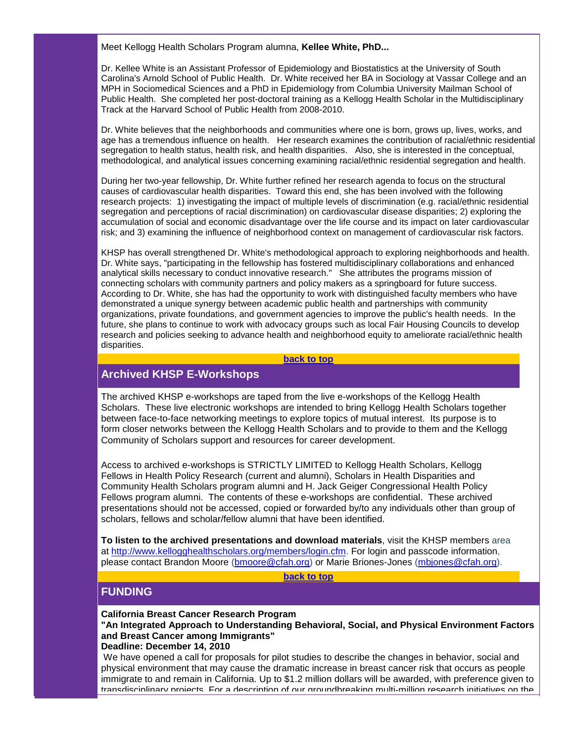Meet Kellogg Health Scholars Program alumna, **Kellee White, PhD...**

Dr. Kellee White is an Assistant Professor of Epidemiology and Biostatistics at the University of South Carolina's Arnold School of Public Health. Dr. White received her BA in Sociology at Vassar College and an MPH in Sociomedical Sciences and a PhD in Epidemiology from Columbia University Mailman School of Public Health. She completed her post-doctoral training as a Kellogg Health Scholar in the Multidisciplinary Track at the Harvard School of Public Health from 2008-2010.

Dr. White believes that the neighborhoods and communities where one is born, grows up, lives, works, and age has a tremendous influence on health. Her research examines the contribution of racial/ethnic residential segregation to health status, health risk, and health disparities. Also, she is interested in the conceptual, methodological, and analytical issues concerning examining racial/ethnic residential segregation and health.

During her two-year fellowship, Dr. White further refined her research agenda to focus on the structural causes of cardiovascular health disparities. Toward this end, she has been involved with the following research projects: 1) investigating the impact of multiple levels of discrimination (e.g. racial/ethnic residential segregation and perceptions of racial discrimination) on cardiovascular disease disparities; 2) exploring the accumulation of social and economic disadvantage over the life course and its impact on later cardiovascular risk; and 3) examining the influence of neighborhood context on management of cardiovascular risk factors.

KHSP has overall strengthened Dr. White's methodological approach to exploring neighborhoods and health. Dr. White says, "participating in the fellowship has fostered multidisciplinary collaborations and enhanced analytical skills necessary to conduct innovative research." She attributes the programs mission of connecting scholars with community partners and policy makers as a springboard for future success. According to Dr. White, she has had the opportunity to work with distinguished faculty members who have demonstrated a unique synergy between academic public health and partnerships with community organizations, private foundations, and government agencies to improve the public's health needs. In the future, she plans to continue to work with advocacy groups such as local Fair Housing Councils to develop research and policies seeking to advance health and neighborhood equity to ameliorate racial/ethnic health disparities.

**back to top**

## Archived KHSP E-Workshops

The archived KHSP e-workshops are taped from the live e-workshops of the Kellogg Health Scholars. These live electronic workshops are intended to bring Kellogg Health Scholars together between face-to-face networking meetings to explore topics of mutual interest. Its purpose is to form closer networks between the Kellogg Health Scholars and to provide to them and the Kellogg Community of Scholars support and resources for career development.

Access to archived e-workshops is STRICTLY LIMITED to Kellogg Health Scholars, Kellogg Fellows in Health Policy Research (current and alumni), Scholars in Health Disparities and Community Health Scholars program alumni and H. Jack Geiger Congressional Health Policy Fellows program alumni. The contents of these e-workshops are confidential. These archived presentations should not be accessed, copied or forwarded by/to any individuals other than group of scholars, fellows and scholar/fellow alumni that have been identified.

**To listen to the archived presentations and download materials**, visit the KHSP members area at http://www.kellogghealthscholars.org/members/login.cfm. For login and passcode information, please contact Brandon Moore (bmoore@cfah.org) or Marie Briones-Jones (mbjones@cfah.org).

**back to top**

## FUNDING

**California Breast Cancer Research Program**
**"An Integrated Approach to Understanding Behavioral, Social, and Physical Environment Factors and Breast Cancer among Immigrants"**
**Deadline: December 14, 2010**
We have opened a call for proposals for pilot studies to describe the changes in behavior, social and physical environment that may cause the dramatic increase in breast cancer risk that occurs as people immigrate to and remain in California. Up to $1.2 million dollars will be awarded, with preference given to transdisciplinary projects. For a description of our groundbreaking multi-million research initiatives on the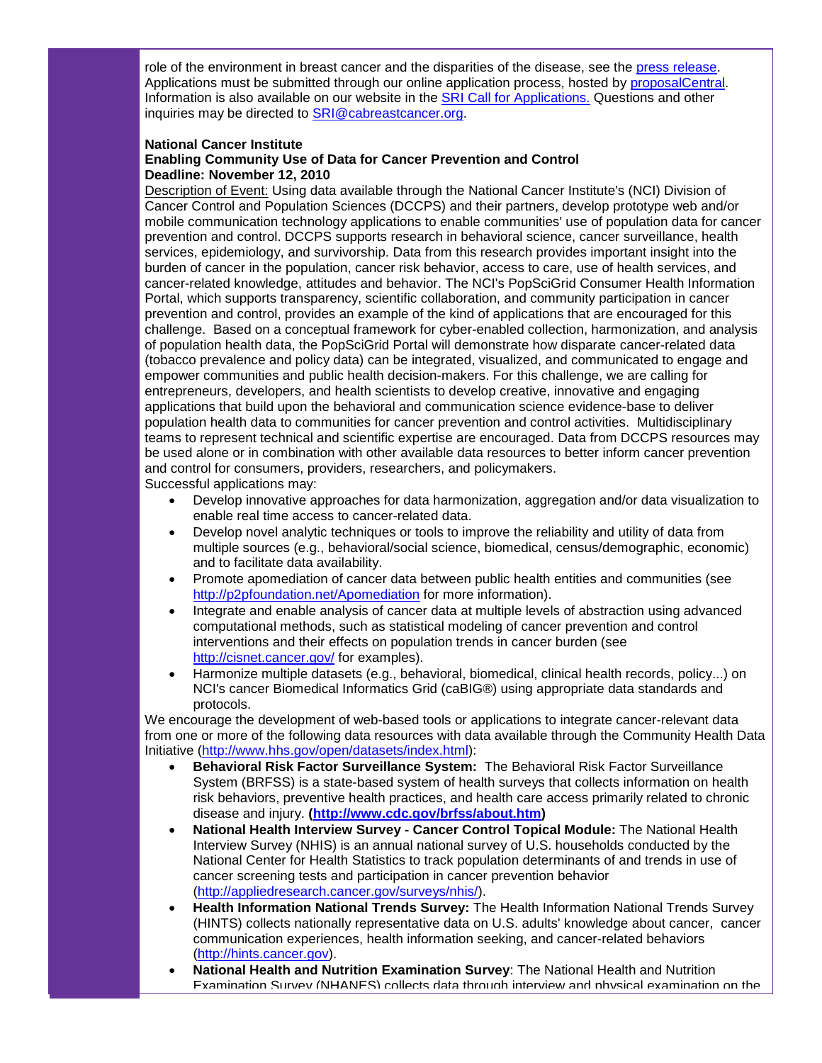role of the environment in breast cancer and the disparities of the disease, see the press release. Applications must be submitted through our online application process, hosted by proposalCentral. Information is also available on our website in the SRI Call for Applications. Questions and other inquiries may be directed to SRI@cabreastcancer.org.

**National Cancer Institute**
**Enabling Community Use of Data for Cancer Prevention and Control**
**Deadline: November 12, 2010**

Description of Event: Using data available through the National Cancer Institute's (NCI) Division of Cancer Control and Population Sciences (DCCPS) and their partners, develop prototype web and/or mobile communication technology applications to enable communities' use of population data for cancer prevention and control. DCCPS supports research in behavioral science, cancer surveillance, health services, epidemiology, and survivorship. Data from this research provides important insight into the burden of cancer in the population, cancer risk behavior, access to care, use of health services, and cancer-related knowledge, attitudes and behavior. The NCI's PopSciGrid Consumer Health Information Portal, which supports transparency, scientific collaboration, and community participation in cancer prevention and control, provides an example of the kind of applications that are encouraged for this challenge. Based on a conceptual framework for cyber-enabled collection, harmonization, and analysis of population health data, the PopSciGrid Portal will demonstrate how disparate cancer-related data (tobacco prevalence and policy data) can be integrated, visualized, and communicated to engage and empower communities and public health decision-makers. For this challenge, we are calling for entrepreneurs, developers, and health scientists to develop creative, innovative and engaging applications that build upon the behavioral and communication science evidence-base to deliver population health data to communities for cancer prevention and control activities. Multidisciplinary teams to represent technical and scientific expertise are encouraged. Data from DCCPS resources may be used alone or in combination with other available data resources to better inform cancer prevention and control for consumers, providers, researchers, and policymakers.
Successful applications may:

- Develop innovative approaches for data harmonization, aggregation and/or data visualization to enable real time access to cancer-related data.
- Develop novel analytic techniques or tools to improve the reliability and utility of data from multiple sources (e.g., behavioral/social science, biomedical, census/demographic, economic) and to facilitate data availability.
- Promote apomediation of cancer data between public health entities and communities (see http://p2pfoundation.net/Apomediation for more information).
- Integrate and enable analysis of cancer data at multiple levels of abstraction using advanced computational methods, such as statistical modeling of cancer prevention and control interventions and their effects on population trends in cancer burden (see http://cisnet.cancer.gov/ for examples).
- Harmonize multiple datasets (e.g., behavioral, biomedical, clinical health records, policy...) on NCI's cancer Biomedical Informatics Grid (caBIG®) using appropriate data standards and protocols.

We encourage the development of web-based tools or applications to integrate cancer-relevant data from one or more of the following data resources with data available through the Community Health Data Initiative (http://www.hhs.gov/open/datasets/index.html):

- **Behavioral Risk Factor Surveillance System:** The Behavioral Risk Factor Surveillance System (BRFSS) is a state-based system of health surveys that collects information on health risk behaviors, preventive health practices, and health care access primarily related to chronic disease and injury. **(http://www.cdc.gov/brfss/about.htm)**
- **National Health Interview Survey - Cancer Control Topical Module:** The National Health Interview Survey (NHIS) is an annual national survey of U.S. households conducted by the National Center for Health Statistics to track population determinants of and trends in use of cancer screening tests and participation in cancer prevention behavior (http://appliedresearch.cancer.gov/surveys/nhis/).
- **Health Information National Trends Survey:** The Health Information National Trends Survey (HINTS) collects nationally representative data on U.S. adults' knowledge about cancer, cancer communication experiences, health information seeking, and cancer-related behaviors (http://hints.cancer.gov).
- **National Health and Nutrition Examination Survey**: The National Health and Nutrition Examination Survey (NHANES) collects data through interview and physical examination on the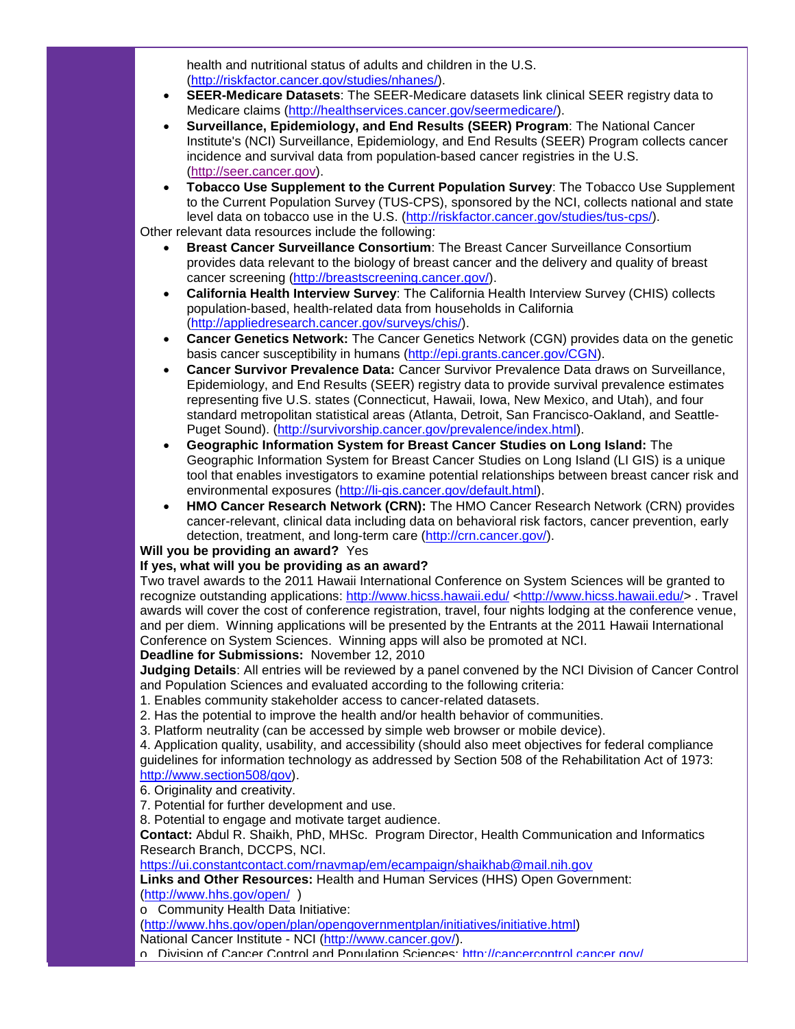health and nutritional status of adults and children in the U.S. (http://riskfactor.cancer.gov/studies/nhanes/).

- **SEER-Medicare Datasets**: The SEER-Medicare datasets link clinical SEER registry data to Medicare claims (http://healthservices.cancer.gov/seermedicare/).
- **Surveillance, Epidemiology, and End Results (SEER) Program**: The National Cancer Institute's (NCI) Surveillance, Epidemiology, and End Results (SEER) Program collects cancer incidence and survival data from population-based cancer registries in the U.S. (http://seer.cancer.gov).
- **Tobacco Use Supplement to the Current Population Survey**: The Tobacco Use Supplement to the Current Population Survey (TUS-CPS), sponsored by the NCI, collects national and state level data on tobacco use in the U.S. (http://riskfactor.cancer.gov/studies/tus-cps/).

Other relevant data resources include the following:

- **Breast Cancer Surveillance Consortium**: The Breast Cancer Surveillance Consortium provides data relevant to the biology of breast cancer and the delivery and quality of breast cancer screening (http://breastscreening.cancer.gov/).
- **California Health Interview Survey**: The California Health Interview Survey (CHIS) collects population-based, health-related data from households in California (http://appliedresearch.cancer.gov/surveys/chis/).
- **Cancer Genetics Network:** The Cancer Genetics Network (CGN) provides data on the genetic basis cancer susceptibility in humans (http://epi.grants.cancer.gov/CGN).
- **Cancer Survivor Prevalence Data:** Cancer Survivor Prevalence Data draws on Surveillance, Epidemiology, and End Results (SEER) registry data to provide survival prevalence estimates representing five U.S. states (Connecticut, Hawaii, Iowa, New Mexico, and Utah), and four standard metropolitan statistical areas (Atlanta, Detroit, San Francisco-Oakland, and Seattle-Puget Sound). (http://survivorship.cancer.gov/prevalence/index.html).
- **Geographic Information System for Breast Cancer Studies on Long Island:** The Geographic Information System for Breast Cancer Studies on Long Island (LI GIS) is a unique tool that enables investigators to examine potential relationships between breast cancer risk and environmental exposures (http://li-gis.cancer.gov/default.html).
- **HMO Cancer Research Network (CRN):** The HMO Cancer Research Network (CRN) provides cancer-relevant, clinical data including data on behavioral risk factors, cancer prevention, early detection, treatment, and long-term care (http://crn.cancer.gov/).

**Will you be providing an award?** Yes

**If yes, what will you be providing as an award?**

Two travel awards to the 2011 Hawaii International Conference on System Sciences will be granted to recognize outstanding applications: http://www.hicss.hawaii.edu/ <http://www.hicss.hawaii.edu/> . Travel awards will cover the cost of conference registration, travel, four nights lodging at the conference venue, and per diem. Winning applications will be presented by the Entrants at the 2011 Hawaii International Conference on System Sciences. Winning apps will also be promoted at NCI.

**Deadline for Submissions:** November 12, 2010

**Judging Details**: All entries will be reviewed by a panel convened by the NCI Division of Cancer Control and Population Sciences and evaluated according to the following criteria:

1. Enables community stakeholder access to cancer-related datasets.
2. Has the potential to improve the health and/or health behavior of communities.
3. Platform neutrality (can be accessed by simple web browser or mobile device).
4. Application quality, usability, and accessibility (should also meet objectives for federal compliance guidelines for information technology as addressed by Section 508 of the Rehabilitation Act of 1973: http://www.section508/gov).
6. Originality and creativity.
7. Potential for further development and use.
8. Potential to engage and motivate target audience.

**Contact:** Abdul R. Shaikh, PhD, MHSc. Program Director, Health Communication and Informatics Research Branch, DCCPS, NCI.
https://ui.constantcontact.com/rnavmap/em/ecampaign/shaikhab@mail.nih.gov

**Links and Other Resources:** Health and Human Services (HHS) Open Government: (http://www.hhs.gov/open/ )

o Community Health Data Initiative: (http://www.hhs.gov/open/plan/opengovernmentplan/initiatives/initiative.html)

National Cancer Institute - NCI (http://www.cancer.gov/).

o Division of Cancer Control and Population Sciences: http://cancercontrol.cancer.gov/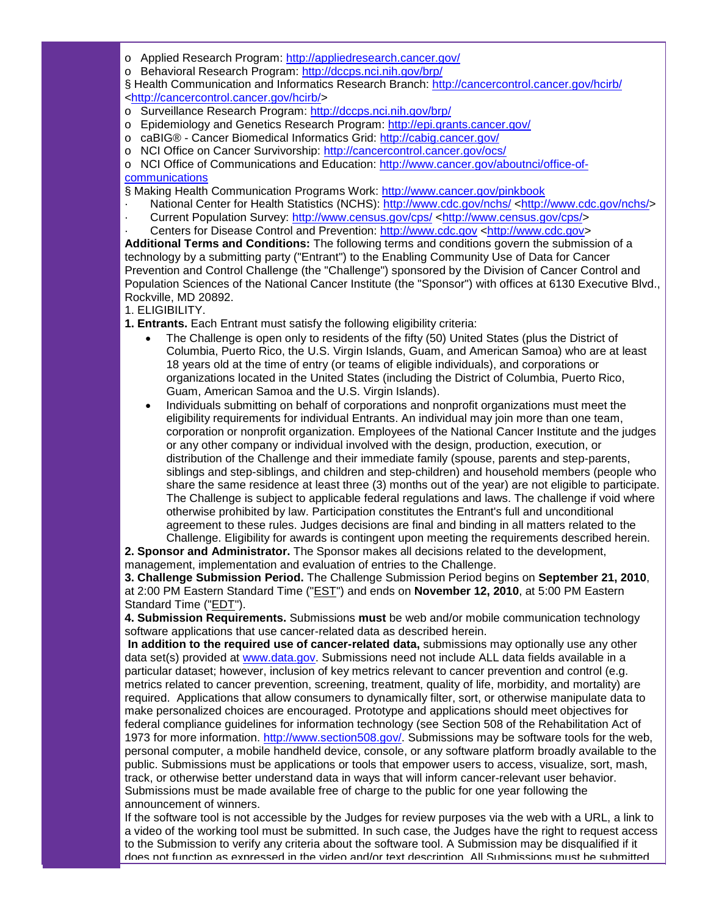- o Applied Research Program: http://appliedresearch.cancer.gov/
- o Behavioral Research Program: http://dccps.nci.nih.gov/brp/

§ Health Communication and Informatics Research Branch: http://cancercontrol.cancer.gov/hcirb/ <http://cancercontrol.cancer.gov/hcirb/>

- o Surveillance Research Program: http://dccps.nci.nih.gov/brp/
- o Epidemiology and Genetics Research Program: http://epi.grants.cancer.gov/
- o caBIG® - Cancer Biomedical Informatics Grid: http://cabig.cancer.gov/
- o NCI Office on Cancer Survivorship: http://cancercontrol.cancer.gov/ocs/
- o NCI Office of Communications and Education: http://www.cancer.gov/aboutnci/office-of-communications

§ Making Health Communication Programs Work: http://www.cancer.gov/pinkbook

- · National Center for Health Statistics (NCHS): http://www.cdc.gov/nchs/ <http://www.cdc.gov/nchs/>
- · Current Population Survey: http://www.census.gov/cps/ <http://www.census.gov/cps/>
- · Centers for Disease Control and Prevention: http://www.cdc.gov <http://www.cdc.gov>

**Additional Terms and Conditions:** The following terms and conditions govern the submission of a technology by a submitting party ("Entrant") to the Enabling Community Use of Data for Cancer Prevention and Control Challenge (the "Challenge") sponsored by the Division of Cancer Control and Population Sciences of the National Cancer Institute (the "Sponsor") with offices at 6130 Executive Blvd., Rockville, MD 20892.

1. ELIGIBILITY.

**1. Entrants.** Each Entrant must satisfy the following eligibility criteria:

- The Challenge is open only to residents of the fifty (50) United States (plus the District of Columbia, Puerto Rico, the U.S. Virgin Islands, Guam, and American Samoa) who are at least 18 years old at the time of entry (or teams of eligible individuals), and corporations or organizations located in the United States (including the District of Columbia, Puerto Rico, Guam, American Samoa and the U.S. Virgin Islands).
- Individuals submitting on behalf of corporations and nonprofit organizations must meet the eligibility requirements for individual Entrants. An individual may join more than one team, corporation or nonprofit organization. Employees of the National Cancer Institute and the judges or any other company or individual involved with the design, production, execution, or distribution of the Challenge and their immediate family (spouse, parents and step-parents, siblings and step-siblings, and children and step-children) and household members (people who share the same residence at least three (3) months out of the year) are not eligible to participate. The Challenge is subject to applicable federal regulations and laws. The challenge if void where otherwise prohibited by law. Participation constitutes the Entrant's full and unconditional agreement to these rules. Judges decisions are final and binding in all matters related to the Challenge. Eligibility for awards is contingent upon meeting the requirements described herein.

**2. Sponsor and Administrator.** The Sponsor makes all decisions related to the development, management, implementation and evaluation of entries to the Challenge.

**3. Challenge Submission Period.** The Challenge Submission Period begins on **September 21, 2010**, at 2:00 PM Eastern Standard Time ("EST") and ends on **November 12, 2010**, at 5:00 PM Eastern Standard Time ("EDT").

**4. Submission Requirements.** Submissions **must** be web and/or mobile communication technology software applications that use cancer-related data as described herein.

**In addition to the required use of cancer-related data,** submissions may optionally use any other data set(s) provided at www.data.gov. Submissions need not include ALL data fields available in a particular dataset; however, inclusion of key metrics relevant to cancer prevention and control (e.g. metrics related to cancer prevention, screening, treatment, quality of life, morbidity, and mortality) are required. Applications that allow consumers to dynamically filter, sort, or otherwise manipulate data to make personalized choices are encouraged. Prototype and applications should meet objectives for federal compliance guidelines for information technology (see Section 508 of the Rehabilitation Act of 1973 for more information. http://www.section508.gov/. Submissions may be software tools for the web, personal computer, a mobile handheld device, console, or any software platform broadly available to the public. Submissions must be applications or tools that empower users to access, visualize, sort, mash, track, or otherwise better understand data in ways that will inform cancer-relevant user behavior. Submissions must be made available free of charge to the public for one year following the announcement of winners.

If the software tool is not accessible by the Judges for review purposes via the web with a URL, a link to a video of the working tool must be submitted. In such case, the Judges have the right to request access to the Submission to verify any criteria about the software tool. A Submission may be disqualified if it does not function as expressed in the video and/or text description. All Submissions must be submitted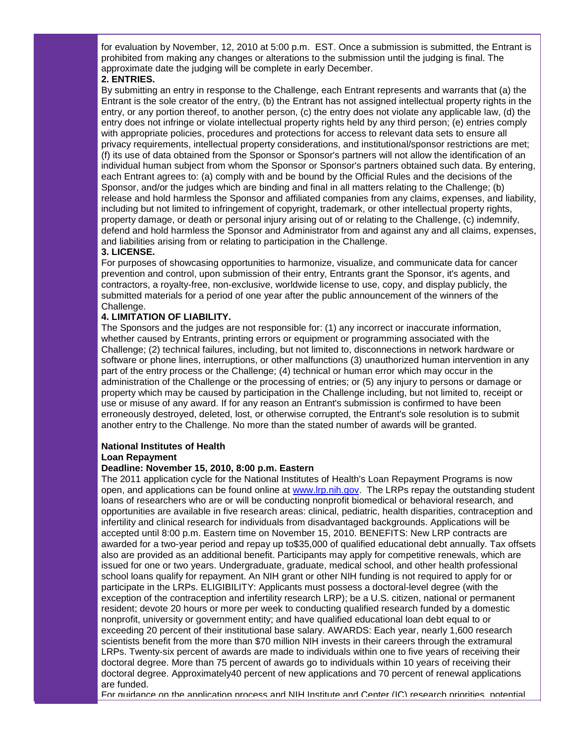for evaluation by November, 12, 2010 at 5:00 p.m. EST. Once a submission is submitted, the Entrant is prohibited from making any changes or alterations to the submission until the judging is final. The approximate date the judging will be complete in early December.

**2. ENTRIES.**

By submitting an entry in response to the Challenge, each Entrant represents and warrants that (a) the Entrant is the sole creator of the entry, (b) the Entrant has not assigned intellectual property rights in the entry, or any portion thereof, to another person, (c) the entry does not violate any applicable law, (d) the entry does not infringe or violate intellectual property rights held by any third person; (e) entries comply with appropriate policies, procedures and protections for access to relevant data sets to ensure all privacy requirements, intellectual property considerations, and institutional/sponsor restrictions are met; (f) its use of data obtained from the Sponsor or Sponsor's partners will not allow the identification of an individual human subject from whom the Sponsor or Sponsor's partners obtained such data. By entering, each Entrant agrees to: (a) comply with and be bound by the Official Rules and the decisions of the Sponsor, and/or the judges which are binding and final in all matters relating to the Challenge; (b) release and hold harmless the Sponsor and affiliated companies from any claims, expenses, and liability, including but not limited to infringement of copyright, trademark, or other intellectual property rights, property damage, or death or personal injury arising out of or relating to the Challenge, (c) indemnify, defend and hold harmless the Sponsor and Administrator from and against any and all claims, expenses, and liabilities arising from or relating to participation in the Challenge.

**3. LICENSE.**

For purposes of showcasing opportunities to harmonize, visualize, and communicate data for cancer prevention and control, upon submission of their entry, Entrants grant the Sponsor, it's agents, and contractors, a royalty-free, non-exclusive, worldwide license to use, copy, and display publicly, the submitted materials for a period of one year after the public announcement of the winners of the Challenge.

**4. LIMITATION OF LIABILITY.**

The Sponsors and the judges are not responsible for: (1) any incorrect or inaccurate information, whether caused by Entrants, printing errors or equipment or programming associated with the Challenge; (2) technical failures, including, but not limited to, disconnections in network hardware or software or phone lines, interruptions, or other malfunctions (3) unauthorized human intervention in any part of the entry process or the Challenge; (4) technical or human error which may occur in the administration of the Challenge or the processing of entries; or (5) any injury to persons or damage or property which may be caused by participation in the Challenge including, but not limited to, receipt or use or misuse of any award. If for any reason an Entrant's submission is confirmed to have been erroneously destroyed, deleted, lost, or otherwise corrupted, the Entrant's sole resolution is to submit another entry to the Challenge. No more than the stated number of awards will be granted.

**National Institutes of Health**
**Loan Repayment**
**Deadline: November 15, 2010, 8:00 p.m. Eastern**

The 2011 application cycle for the National Institutes of Health's Loan Repayment Programs is now open, and applications can be found online at www.lrp.nih.gov. The LRPs repay the outstanding student loans of researchers who are or will be conducting nonprofit biomedical or behavioral research, and opportunities are available in five research areas: clinical, pediatric, health disparities, contraception and infertility and clinical research for individuals from disadvantaged backgrounds. Applications will be accepted until 8:00 p.m. Eastern time on November 15, 2010. BENEFITS: New LRP contracts are awarded for a two-year period and repay up to$35,000 of qualified educational debt annually. Tax offsets also are provided as an additional benefit. Participants may apply for competitive renewals, which are issued for one or two years. Undergraduate, graduate, medical school, and other health professional school loans qualify for repayment. An NIH grant or other NIH funding is not required to apply for or participate in the LRPs. ELIGIBILITY: Applicants must possess a doctoral-level degree (with the exception of the contraception and infertility research LRP); be a U.S. citizen, national or permanent resident; devote 20 hours or more per week to conducting qualified research funded by a domestic nonprofit, university or government entity; and have qualified educational loan debt equal to or exceeding 20 percent of their institutional base salary. AWARDS: Each year, nearly 1,600 research scientists benefit from the more than $70 million NIH invests in their careers through the extramural LRPs. Twenty-six percent of awards are made to individuals within one to five years of receiving their doctoral degree. More than 75 percent of awards go to individuals within 10 years of receiving their doctoral degree. Approximately40 percent of new applications and 70 percent of renewal applications are funded.

For guidance on the application process and NIH Institute and Center (IC) research priorities, potential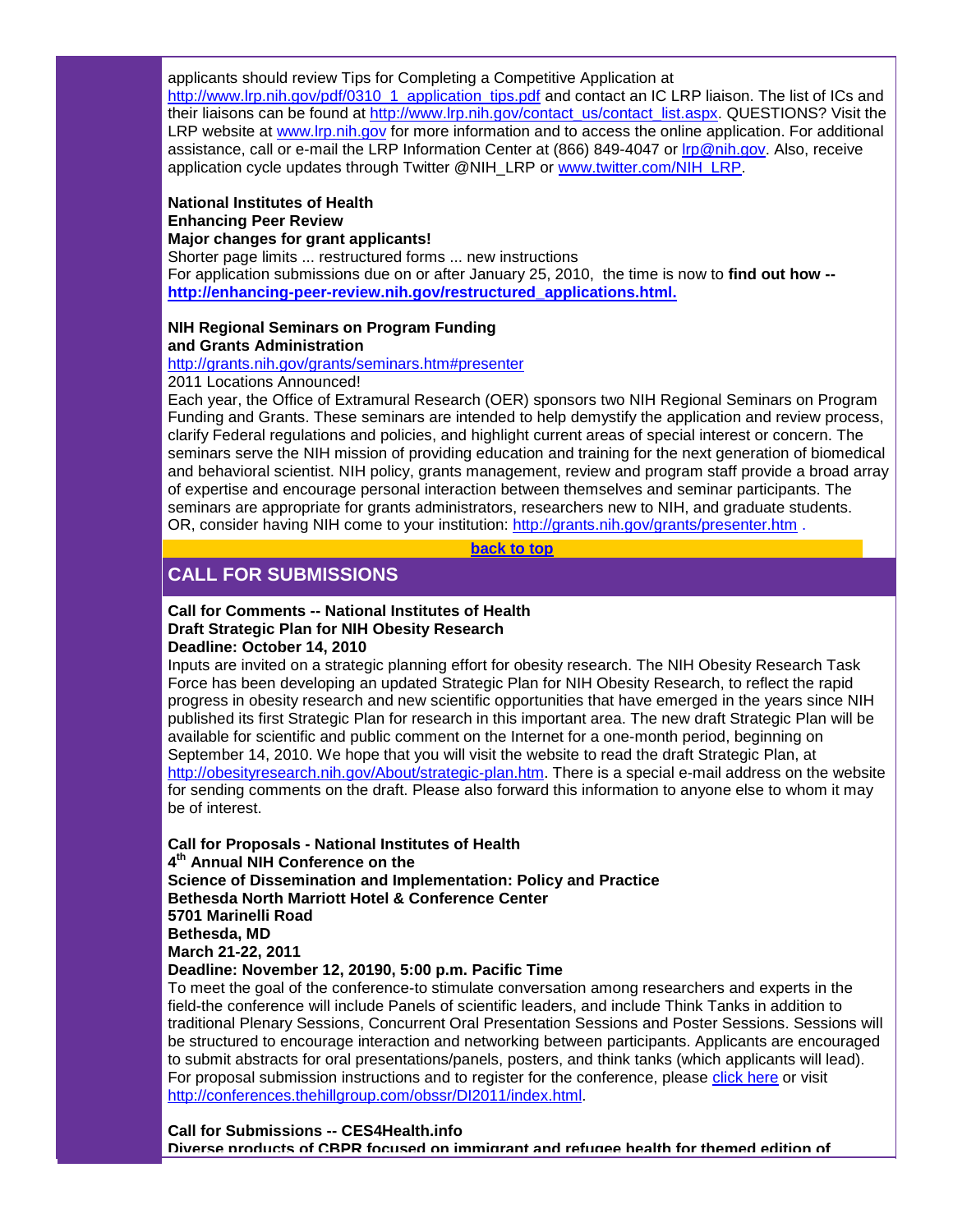applicants should review Tips for Completing a Competitive Application at http://www.lrp.nih.gov/pdf/0310_1_application_tips.pdf and contact an IC LRP liaison. The list of ICs and their liaisons can be found at http://www.lrp.nih.gov/contact_us/contact_list.aspx. QUESTIONS? Visit the LRP website at www.lrp.nih.gov for more information and to access the online application. For additional assistance, call or e-mail the LRP Information Center at (866) 849-4047 or lrp@nih.gov. Also, receive application cycle updates through Twitter @NIH_LRP or www.twitter.com/NIH_LRP.

**National Institutes of Health**
**Enhancing Peer Review**
**Major changes for grant applicants!**
Shorter page limits ... restructured forms ... new instructions
For application submissions due on or after January 25, 2010, the time is now to **find out how -- http://enhancing-peer-review.nih.gov/restructured_applications.html.**

**NIH Regional Seminars on Program Funding and Grants Administration**
http://grants.nih.gov/grants/seminars.htm#presenter
2011 Locations Announced!
Each year, the Office of Extramural Research (OER) sponsors two NIH Regional Seminars on Program Funding and Grants. These seminars are intended to help demystify the application and review process, clarify Federal regulations and policies, and highlight current areas of special interest or concern. The seminars serve the NIH mission of providing education and training for the next generation of biomedical and behavioral scientist. NIH policy, grants management, review and program staff provide a broad array of expertise and encourage personal interaction between themselves and seminar participants. The seminars are appropriate for grants administrators, researchers new to NIH, and graduate students.
OR, consider having NIH come to your institution: http://grants.nih.gov/grants/presenter.htm .

**back to top**

## CALL FOR SUBMISSIONS

**Call for Comments -- National Institutes of Health**
**Draft Strategic Plan for NIH Obesity Research**
**Deadline: October 14, 2010**
Inputs are invited on a strategic planning effort for obesity research. The NIH Obesity Research Task Force has been developing an updated Strategic Plan for NIH Obesity Research, to reflect the rapid progress in obesity research and new scientific opportunities that have emerged in the years since NIH published its first Strategic Plan for research in this important area. The new draft Strategic Plan will be available for scientific and public comment on the Internet for a one-month period, beginning on September 14, 2010. We hope that you will visit the website to read the draft Strategic Plan, at http://obesityresearch.nih.gov/About/strategic-plan.htm. There is a special e-mail address on the website for sending comments on the draft. Please also forward this information to anyone else to whom it may be of interest.

**Call for Proposals - National Institutes of Health**
**4th Annual NIH Conference on the**
**Science of Dissemination and Implementation: Policy and Practice**
**Bethesda North Marriott Hotel & Conference Center**
**5701 Marinelli Road**
**Bethesda, MD**
**March 21-22, 2011**
**Deadline: November 12, 20190, 5:00 p.m. Pacific Time**
To meet the goal of the conference-to stimulate conversation among researchers and experts in the field-the conference will include Panels of scientific leaders, and include Think Tanks in addition to traditional Plenary Sessions, Concurrent Oral Presentation Sessions and Poster Sessions. Sessions will be structured to encourage interaction and networking between participants. Applicants are encouraged to submit abstracts for oral presentations/panels, posters, and think tanks (which applicants will lead). For proposal submission instructions and to register for the conference, please click here or visit http://conferences.thehillgroup.com/obssr/DI2011/index.html.

**Call for Submissions -- CES4Health.info**
**Diverse products of CBPR focused on immigrant and refugee health for themed edition of**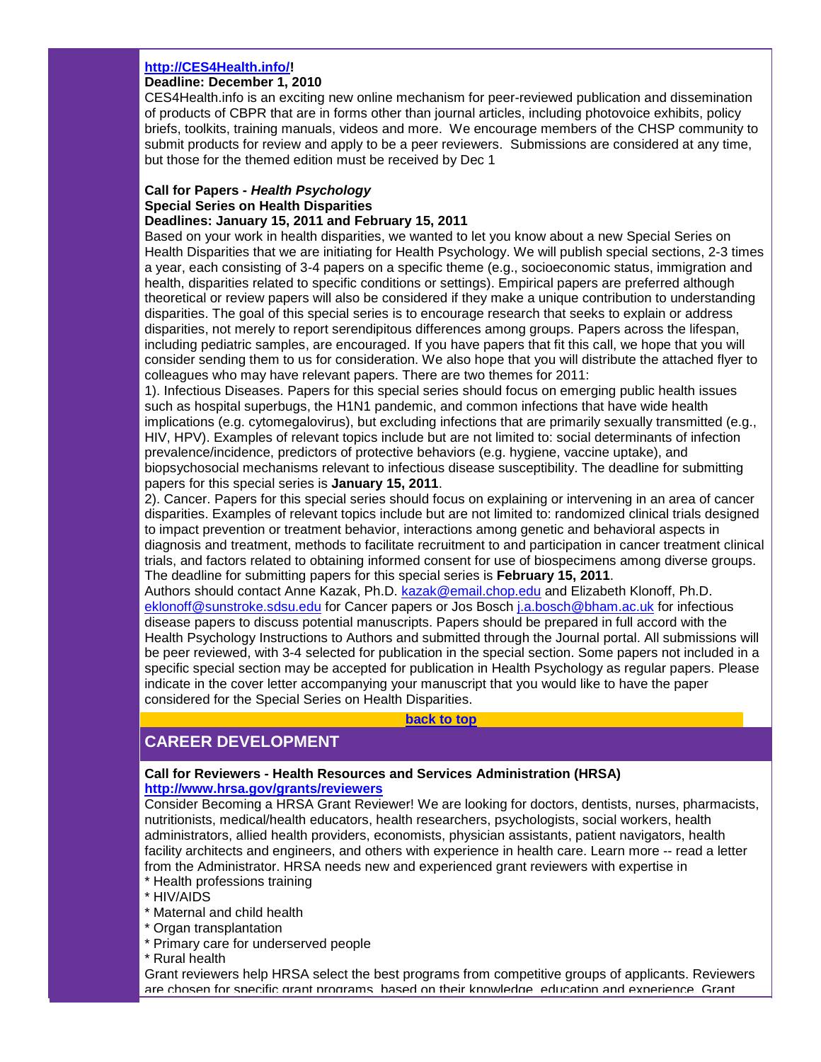**http://CES4Health.info/!**
**Deadline: December 1, 2010**
CES4Health.info is an exciting new online mechanism for peer-reviewed publication and dissemination of products of CBPR that are in forms other than journal articles, including photovoice exhibits, policy briefs, toolkits, training manuals, videos and more. We encourage members of the CHSP community to submit products for review and apply to be a peer reviewers. Submissions are considered at any time, but those for the themed edition must be received by Dec 1

**Call for Papers - *Health Psychology***
**Special Series on Health Disparities**
**Deadlines: January 15, 2011 and February 15, 2011**
Based on your work in health disparities, we wanted to let you know about a new Special Series on Health Disparities that we are initiating for Health Psychology. We will publish special sections, 2-3 times a year, each consisting of 3-4 papers on a specific theme (e.g., socioeconomic status, immigration and health, disparities related to specific conditions or settings). Empirical papers are preferred although theoretical or review papers will also be considered if they make a unique contribution to understanding disparities. The goal of this special series is to encourage research that seeks to explain or address disparities, not merely to report serendipitous differences among groups. Papers across the lifespan, including pediatric samples, are encouraged. If you have papers that fit this call, we hope that you will consider sending them to us for consideration. We also hope that you will distribute the attached flyer to colleagues who may have relevant papers. There are two themes for 2011:
1). Infectious Diseases. Papers for this special series should focus on emerging public health issues such as hospital superbugs, the H1N1 pandemic, and common infections that have wide health implications (e.g. cytomegalovirus), but excluding infections that are primarily sexually transmitted (e.g., HIV, HPV). Examples of relevant topics include but are not limited to: social determinants of infection prevalence/incidence, predictors of protective behaviors (e.g. hygiene, vaccine uptake), and biopsychosocial mechanisms relevant to infectious disease susceptibility. The deadline for submitting papers for this special series is **January 15, 2011**.
2). Cancer. Papers for this special series should focus on explaining or intervening in an area of cancer disparities. Examples of relevant topics include but are not limited to: randomized clinical trials designed to impact prevention or treatment behavior, interactions among genetic and behavioral aspects in diagnosis and treatment, methods to facilitate recruitment to and participation in cancer treatment clinical trials, and factors related to obtaining informed consent for use of biospecimens among diverse groups. The deadline for submitting papers for this special series is **February 15, 2011**.
Authors should contact Anne Kazak, Ph.D. kazak@email.chop.edu and Elizabeth Klonoff, Ph.D. eklonoff@sunstroke.sdsu.edu for Cancer papers or Jos Bosch j.a.bosch@bham.ac.uk for infectious disease papers to discuss potential manuscripts. Papers should be prepared in full accord with the Health Psychology Instructions to Authors and submitted through the Journal portal. All submissions will be peer reviewed, with 3-4 selected for publication in the special section. Some papers not included in a specific special section may be accepted for publication in Health Psychology as regular papers. Please indicate in the cover letter accompanying your manuscript that you would like to have the paper considered for the Special Series on Health Disparities.

back to top

## CAREER DEVELOPMENT

**Call for Reviewers - Health Resources and Services Administration (HRSA)**
**http://www.hrsa.gov/grants/reviewers**
Consider Becoming a HRSA Grant Reviewer! We are looking for doctors, dentists, nurses, pharmacists, nutritionists, medical/health educators, health researchers, psychologists, social workers, health administrators, allied health providers, economists, physician assistants, patient navigators, health facility architects and engineers, and others with experience in health care. Learn more -- read a letter from the Administrator. HRSA needs new and experienced grant reviewers with expertise in
* Health professions training
* HIV/AIDS
* Maternal and child health
* Organ transplantation
* Primary care for underserved people
* Rural health

Grant reviewers help HRSA select the best programs from competitive groups of applicants. Reviewers are chosen for specific grant programs, based on their knowledge, education and experience. Grant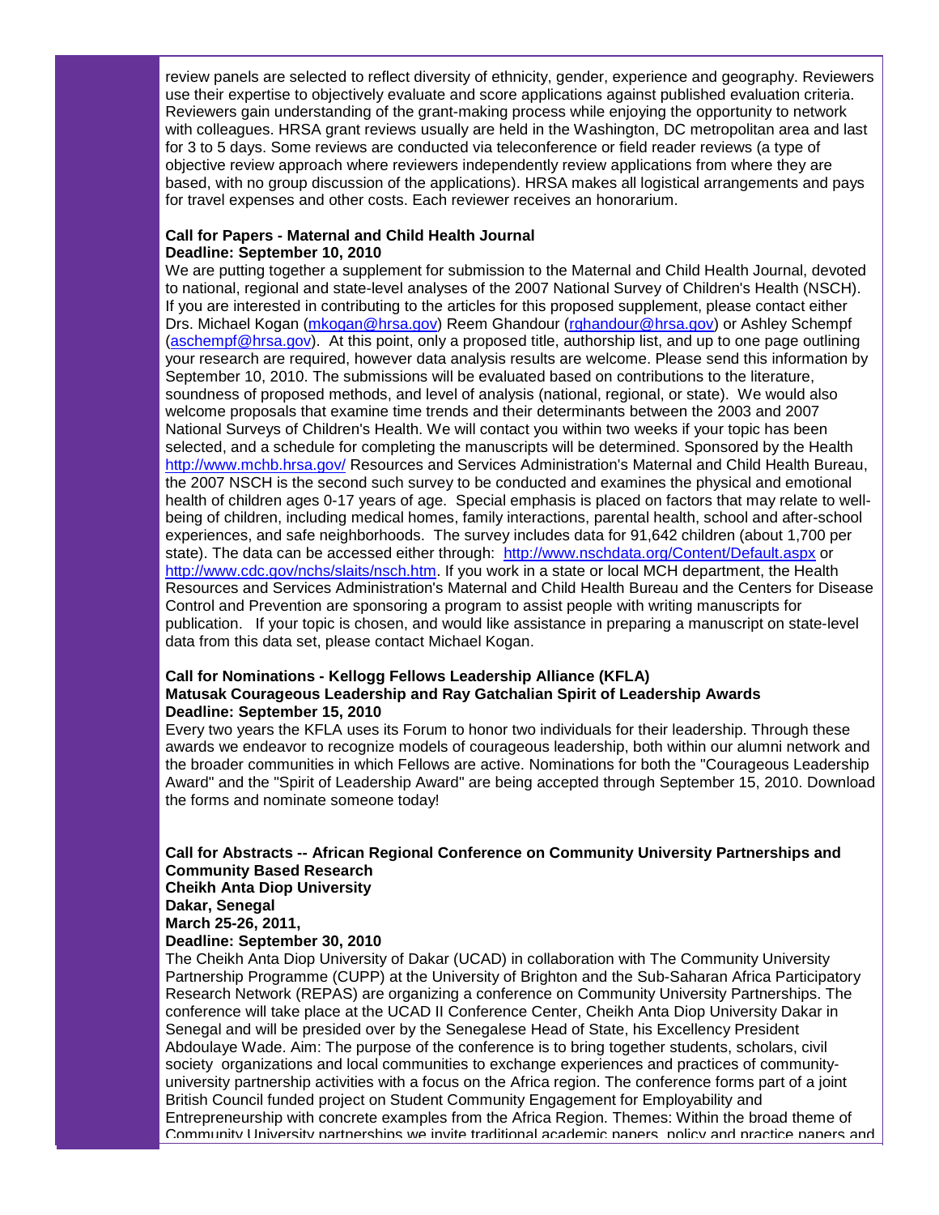review panels are selected to reflect diversity of ethnicity, gender, experience and geography. Reviewers use their expertise to objectively evaluate and score applications against published evaluation criteria. Reviewers gain understanding of the grant-making process while enjoying the opportunity to network with colleagues. HRSA grant reviews usually are held in the Washington, DC metropolitan area and last for 3 to 5 days. Some reviews are conducted via teleconference or field reader reviews (a type of objective review approach where reviewers independently review applications from where they are based, with no group discussion of the applications). HRSA makes all logistical arrangements and pays for travel expenses and other costs. Each reviewer receives an honorarium.

**Call for Papers - Maternal and Child Health Journal**
**Deadline: September 10, 2010**

We are putting together a supplement for submission to the Maternal and Child Health Journal, devoted to national, regional and state-level analyses of the 2007 National Survey of Children's Health (NSCH). If you are interested in contributing to the articles for this proposed supplement, please contact either Drs. Michael Kogan (mkogan@hrsa.gov) Reem Ghandour (rghandour@hrsa.gov) or Ashley Schempf (aschempf@hrsa.gov). At this point, only a proposed title, authorship list, and up to one page outlining your research are required, however data analysis results are welcome. Please send this information by September 10, 2010. The submissions will be evaluated based on contributions to the literature, soundness of proposed methods, and level of analysis (national, regional, or state). We would also welcome proposals that examine time trends and their determinants between the 2003 and 2007 National Surveys of Children's Health. We will contact you within two weeks if your topic has been selected, and a schedule for completing the manuscripts will be determined. Sponsored by the Health http://www.mchb.hrsa.gov/ Resources and Services Administration's Maternal and Child Health Bureau, the 2007 NSCH is the second such survey to be conducted and examines the physical and emotional health of children ages 0-17 years of age. Special emphasis is placed on factors that may relate to well-being of children, including medical homes, family interactions, parental health, school and after-school experiences, and safe neighborhoods. The survey includes data for 91,642 children (about 1,700 per state). The data can be accessed either through: http://www.nschdata.org/Content/Default.aspx or http://www.cdc.gov/nchs/slaits/nsch.htm. If you work in a state or local MCH department, the Health Resources and Services Administration's Maternal and Child Health Bureau and the Centers for Disease Control and Prevention are sponsoring a program to assist people with writing manuscripts for publication. If your topic is chosen, and would like assistance in preparing a manuscript on state-level data from this data set, please contact Michael Kogan.

**Call for Nominations - Kellogg Fellows Leadership Alliance (KFLA)**
**Matusak Courageous Leadership and Ray Gatchalian Spirit of Leadership Awards**
**Deadline: September 15, 2010**

Every two years the KFLA uses its Forum to honor two individuals for their leadership. Through these awards we endeavor to recognize models of courageous leadership, both within our alumni network and the broader communities in which Fellows are active. Nominations for both the "Courageous Leadership Award" and the "Spirit of Leadership Award" are being accepted through September 15, 2010. Download the forms and nominate someone today!

**Call for Abstracts -- African Regional Conference on Community University Partnerships and Community Based Research**
**Cheikh Anta Diop University**
**Dakar, Senegal**
**March 25-26, 2011,**
**Deadline: September 30, 2010**

The Cheikh Anta Diop University of Dakar (UCAD) in collaboration with The Community University Partnership Programme (CUPP) at the University of Brighton and the Sub-Saharan Africa Participatory Research Network (REPAS) are organizing a conference on Community University Partnerships. The conference will take place at the UCAD II Conference Center, Cheikh Anta Diop University Dakar in Senegal and will be presided over by the Senegalese Head of State, his Excellency President Abdoulaye Wade. Aim: The purpose of the conference is to bring together students, scholars, civil society organizations and local communities to exchange experiences and practices of community-university partnership activities with a focus on the Africa region. The conference forms part of a joint British Council funded project on Student Community Engagement for Employability and Entrepreneurship with concrete examples from the Africa Region. Themes: Within the broad theme of Community University partnerships we invite traditional academic papers, policy and practice papers and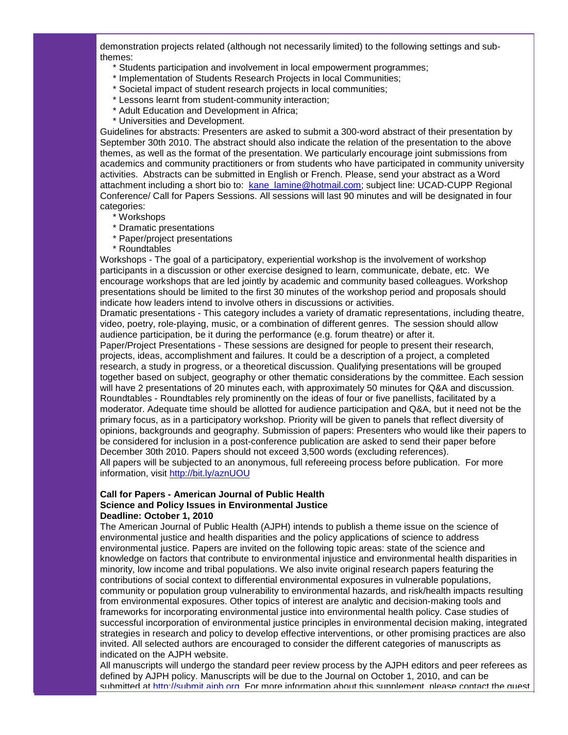demonstration projects related (although not necessarily limited) to the following settings and sub-themes:

* Students participation and involvement in local empowerment programmes;
* Implementation of Students Research Projects in local Communities;
* Societal impact of student research projects in local communities;
* Lessons learnt from student-community interaction;
* Adult Education and Development in Africa;
* Universities and Development.

Guidelines for abstracts: Presenters are asked to submit a 300-word abstract of their presentation by September 30th 2010. The abstract should also indicate the relation of the presentation to the above themes, as well as the format of the presentation. We particularly encourage joint submissions from academics and community practitioners or from students who have participated in community university activities. Abstracts can be submitted in English or French. Please, send your abstract as a Word attachment including a short bio to: kane_lamine@hotmail.com; subject line: UCAD-CUPP Regional Conference/ Call for Papers Sessions. All sessions will last 90 minutes and will be designated in four categories:

* Workshops
* Dramatic presentations
* Paper/project presentations
* Roundtables

Workshops - The goal of a participatory, experiential workshop is the involvement of workshop participants in a discussion or other exercise designed to learn, communicate, debate, etc. We encourage workshops that are led jointly by academic and community based colleagues. Workshop presentations should be limited to the first 30 minutes of the workshop period and proposals should indicate how leaders intend to involve others in discussions or activities.

Dramatic presentations - This category includes a variety of dramatic representations, including theatre, video, poetry, role-playing, music, or a combination of different genres. The session should allow audience participation, be it during the performance (e.g. forum theatre) or after it.

Paper/Project Presentations - These sessions are designed for people to present their research, projects, ideas, accomplishment and failures. It could be a description of a project, a completed research, a study in progress, or a theoretical discussion. Qualifying presentations will be grouped together based on subject, geography or other thematic considerations by the committee. Each session will have 2 presentations of 20 minutes each, with approximately 50 minutes for Q&A and discussion.

Roundtables - Roundtables rely prominently on the ideas of four or five panellists, facilitated by a moderator. Adequate time should be allotted for audience participation and Q&A, but it need not be the primary focus, as in a participatory workshop. Priority will be given to panels that reflect diversity of opinions, backgrounds and geography. Submission of papers: Presenters who would like their papers to be considered for inclusion in a post-conference publication are asked to send their paper before December 30th 2010. Papers should not exceed 3,500 words (excluding references).

All papers will be subjected to an anonymous, full refereeing process before publication. For more information, visit http://bit.ly/aznUOU

**Call for Papers - American Journal of Public Health**
**Science and Policy Issues in Environmental Justice**
**Deadline: October 1, 2010**

The American Journal of Public Health (AJPH) intends to publish a theme issue on the science of environmental justice and health disparities and the policy applications of science to address environmental justice. Papers are invited on the following topic areas: state of the science and knowledge on factors that contribute to environmental injustice and environmental health disparities in minority, low income and tribal populations. We also invite original research papers featuring the contributions of social context to differential environmental exposures in vulnerable populations, community or population group vulnerability to environmental hazards, and risk/health impacts resulting from environmental exposures. Other topics of interest are analytic and decision-making tools and frameworks for incorporating environmental justice into environmental health policy. Case studies of successful incorporation of environmental justice principles in environmental decision making, integrated strategies in research and policy to develop effective interventions, or other promising practices are also invited. All selected authors are encouraged to consider the different categories of manuscripts as indicated on the AJPH website.

All manuscripts will undergo the standard peer review process by the AJPH editors and peer referees as defined by AJPH policy. Manuscripts will be due to the Journal on October 1, 2010, and can be submitted at http://submit.ajph.org. For more information about this supplement, please contact the guest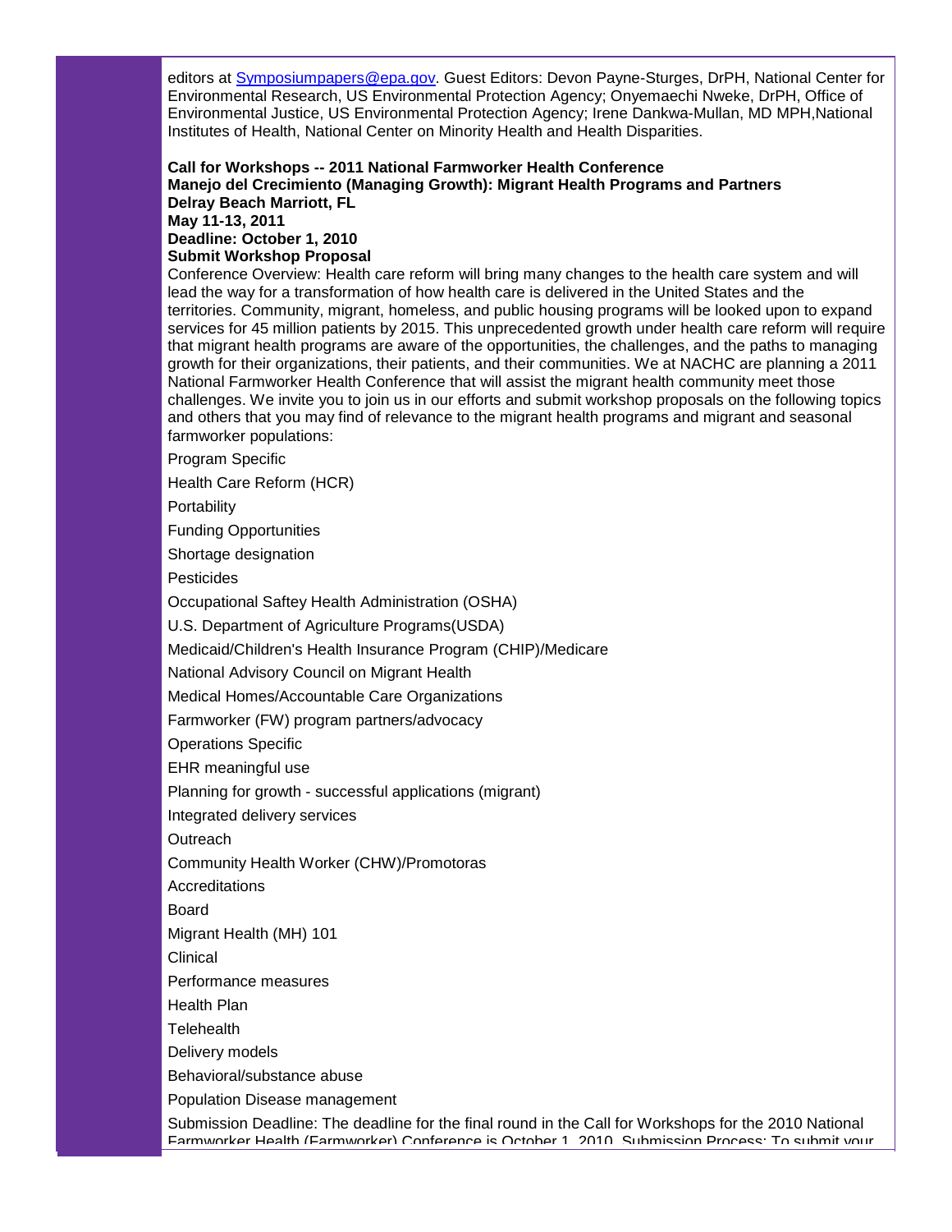editors at Symposiumpapers@epa.gov. Guest Editors: Devon Payne-Sturges, DrPH, National Center for Environmental Research, US Environmental Protection Agency; Onyemaechi Nweke, DrPH, Office of Environmental Justice, US Environmental Protection Agency; Irene Dankwa-Mullan, MD MPH,National Institutes of Health, National Center on Minority Health and Health Disparities.

**Call for Workshops -- 2011 National Farmworker Health Conference**
**Manejo del Crecimiento (Managing Growth): Migrant Health Programs and Partners**
**Delray Beach Marriott, FL**
**May 11-13, 2011**
**Deadline: October 1, 2010**
**Submit Workshop Proposal**

Conference Overview: Health care reform will bring many changes to the health care system and will lead the way for a transformation of how health care is delivered in the United States and the territories. Community, migrant, homeless, and public housing programs will be looked upon to expand services for 45 million patients by 2015. This unprecedented growth under health care reform will require that migrant health programs are aware of the opportunities, the challenges, and the paths to managing growth for their organizations, their patients, and their communities. We at NACHC are planning a 2011 National Farmworker Health Conference that will assist the migrant health community meet those challenges. We invite you to join us in our efforts and submit workshop proposals on the following topics and others that you may find of relevance to the migrant health programs and migrant and seasonal farmworker populations:

Program Specific

Health Care Reform (HCR)

Portability

Funding Opportunities

Shortage designation

Pesticides

Occupational Saftey Health Administration (OSHA)

U.S. Department of Agriculture Programs(USDA)

Medicaid/Children's Health Insurance Program (CHIP)/Medicare

National Advisory Council on Migrant Health

Medical Homes/Accountable Care Organizations

Farmworker (FW) program partners/advocacy

Operations Specific

EHR meaningful use

Planning for growth - successful applications (migrant)

Integrated delivery services

Outreach

Community Health Worker (CHW)/Promotoras

Accreditations

Board

Migrant Health (MH) 101

Clinical

Performance measures

Health Plan

Telehealth

Delivery models

Behavioral/substance abuse

Population Disease management

Submission Deadline: The deadline for the final round in the Call for Workshops for the 2010 National Farmworker Health (Farmworker) Conference is October 1, 2010. Submission Process: To submit your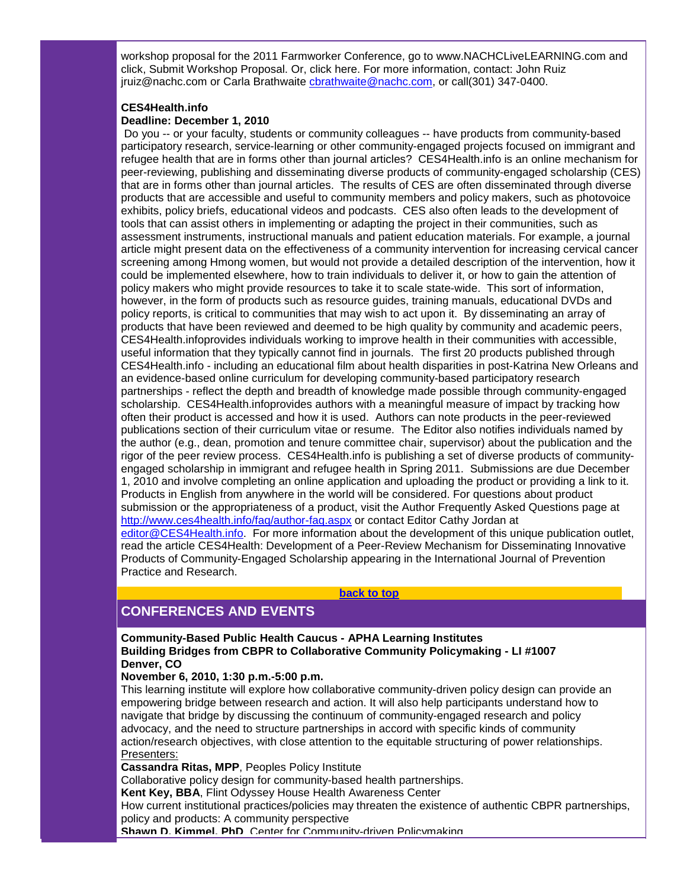workshop proposal for the 2011 Farmworker Conference, go to www.NACHCLiveLEARNING.com and click, Submit Workshop Proposal. Or, click here. For more information, contact: John Ruiz jruiz@nachc.com or Carla Brathwaite cbrathwaite@nachc.com, or call(301) 347-0400.

**CES4Health.info**
**Deadline: December 1, 2010**

Do you -- or your faculty, students or community colleagues -- have products from community-based participatory research, service-learning or other community-engaged projects focused on immigrant and refugee health that are in forms other than journal articles? CES4Health.info is an online mechanism for peer-reviewing, publishing and disseminating diverse products of community-engaged scholarship (CES) that are in forms other than journal articles. The results of CES are often disseminated through diverse products that are accessible and useful to community members and policy makers, such as photovoice exhibits, policy briefs, educational videos and podcasts. CES also often leads to the development of tools that can assist others in implementing or adapting the project in their communities, such as assessment instruments, instructional manuals and patient education materials. For example, a journal article might present data on the effectiveness of a community intervention for increasing cervical cancer screening among Hmong women, but would not provide a detailed description of the intervention, how it could be implemented elsewhere, how to train individuals to deliver it, or how to gain the attention of policy makers who might provide resources to take it to scale state-wide. This sort of information, however, in the form of products such as resource guides, training manuals, educational DVDs and policy reports, is critical to communities that may wish to act upon it. By disseminating an array of products that have been reviewed and deemed to be high quality by community and academic peers, CES4Health.infoprovides individuals working to improve health in their communities with accessible, useful information that they typically cannot find in journals. The first 20 products published through CES4Health.info - including an educational film about health disparities in post-Katrina New Orleans and an evidence-based online curriculum for developing community-based participatory research partnerships - reflect the depth and breadth of knowledge made possible through community-engaged scholarship. CES4Health.infoprovides authors with a meaningful measure of impact by tracking how often their product is accessed and how it is used. Authors can note products in the peer-reviewed publications section of their curriculum vitae or resume. The Editor also notifies individuals named by the author (e.g., dean, promotion and tenure committee chair, supervisor) about the publication and the rigor of the peer review process. CES4Health.info is publishing a set of diverse products of community-engaged scholarship in immigrant and refugee health in Spring 2011. Submissions are due December 1, 2010 and involve completing an online application and uploading the product or providing a link to it. Products in English from anywhere in the world will be considered. For questions about product submission or the appropriateness of a product, visit the Author Frequently Asked Questions page at http://www.ces4health.info/faq/author-faq.aspx or contact Editor Cathy Jordan at editor@CES4Health.info. For more information about the development of this unique publication outlet, read the article CES4Health: Development of a Peer-Review Mechanism for Disseminating Innovative Products of Community-Engaged Scholarship appearing in the International Journal of Prevention Practice and Research.

**back to top**

## CONFERENCES AND EVENTS

**Community-Based Public Health Caucus - APHA Learning Institutes**
**Building Bridges from CBPR to Collaborative Community Policymaking - LI #1007**
**Denver, CO**
**November 6, 2010, 1:30 p.m.-5:00 p.m.**

This learning institute will explore how collaborative community-driven policy design can provide an empowering bridge between research and action. It will also help participants understand how to navigate that bridge by discussing the continuum of community-engaged research and policy advocacy, and the need to structure partnerships in accord with specific kinds of community action/research objectives, with close attention to the equitable structuring of power relationships.

Presenters:

**Cassandra Ritas, MPP**, Peoples Policy Institute
Collaborative policy design for community-based health partnerships.

**Kent Key, BBA**, Flint Odyssey House Health Awareness Center
How current institutional practices/policies may threaten the existence of authentic CBPR partnerships, policy and products: A community perspective

**Shawn D. Kimmel, PhD**, Center for Community-driven Policymaking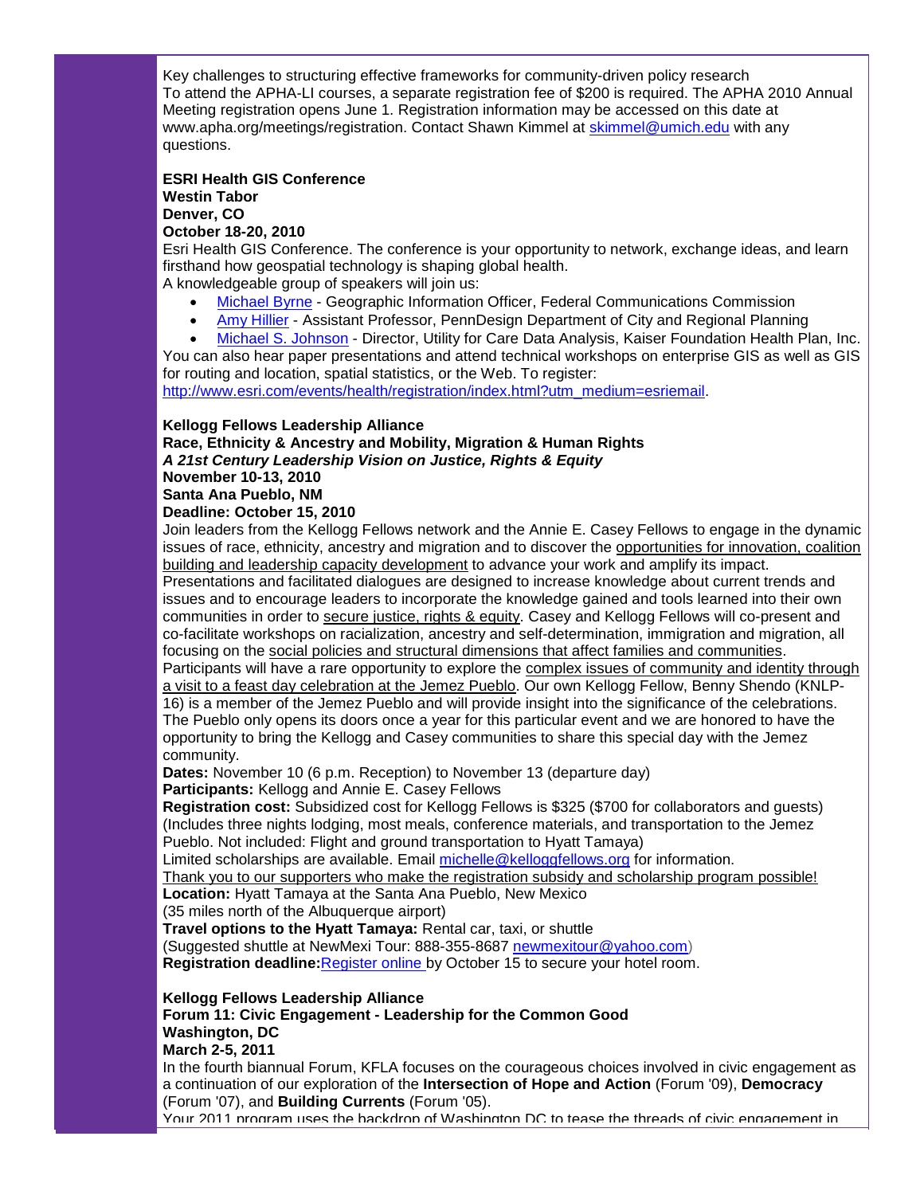Key challenges to structuring effective frameworks for community-driven policy research
To attend the APHA-LI courses, a separate registration fee of $200 is required. The APHA 2010 Annual Meeting registration opens June 1. Registration information may be accessed on this date at www.apha.org/meetings/registration. Contact Shawn Kimmel at skimmel@umich.edu with any questions.

**ESRI Health GIS Conference**
**Westin Tabor**
**Denver, CO**
**October 18-20, 2010**
Esri Health GIS Conference. The conference is your opportunity to network, exchange ideas, and learn firsthand how geospatial technology is shaping global health.
A knowledgeable group of speakers will join us:

- Michael Byrne - Geographic Information Officer, Federal Communications Commission
- Amy Hillier - Assistant Professor, PennDesign Department of City and Regional Planning
- Michael S. Johnson - Director, Utility for Care Data Analysis, Kaiser Foundation Health Plan, Inc.

You can also hear paper presentations and attend technical workshops on enterprise GIS as well as GIS for routing and location, spatial statistics, or the Web. To register: http://www.esri.com/events/health/registration/index.html?utm_medium=esriemail.

**Kellogg Fellows Leadership Alliance**
**Race, Ethnicity & Ancestry and Mobility, Migration & Human Rights**
***A 21st Century Leadership Vision on Justice, Rights & Equity***
**November 10-13, 2010**
**Santa Ana Pueblo, NM**
**Deadline: October 15, 2010**
Join leaders from the Kellogg Fellows network and the Annie E. Casey Fellows to engage in the dynamic issues of race, ethnicity, ancestry and migration and to discover the opportunities for innovation, coalition building and leadership capacity development to advance your work and amplify its impact.
Presentations and facilitated dialogues are designed to increase knowledge about current trends and issues and to encourage leaders to incorporate the knowledge gained and tools learned into their own communities in order to secure justice, rights & equity. Casey and Kellogg Fellows will co-present and co-facilitate workshops on racialization, ancestry and self-determination, immigration and migration, all focusing on the social policies and structural dimensions that affect families and communities.
Participants will have a rare opportunity to explore the complex issues of community and identity through a visit to a feast day celebration at the Jemez Pueblo. Our own Kellogg Fellow, Benny Shendo (KNLP-16) is a member of the Jemez Pueblo and will provide insight into the significance of the celebrations. The Pueblo only opens its doors once a year for this particular event and we are honored to have the opportunity to bring the Kellogg and Casey communities to share this special day with the Jemez community.
**Dates:** November 10 (6 p.m. Reception) to November 13 (departure day)
**Participants:** Kellogg and Annie E. Casey Fellows
**Registration cost:** Subsidized cost for Kellogg Fellows is $325 ($700 for collaborators and guests) (Includes three nights lodging, most meals, conference materials, and transportation to the Jemez Pueblo. Not included: Flight and ground transportation to Hyatt Tamaya)
Limited scholarships are available. Email michelle@kelloggfellows.org for information.
Thank you to our supporters who make the registration subsidy and scholarship program possible!
**Location:** Hyatt Tamaya at the Santa Ana Pueblo, New Mexico
(35 miles north of the Albuquerque airport)
**Travel options to the Hyatt Tamaya:** Rental car, taxi, or shuttle
(Suggested shuttle at NewMexi Tour: 888-355-8687 newmexitour@yahoo.com)
**Registration deadline:** Register online by October 15 to secure your hotel room.

**Kellogg Fellows Leadership Alliance**
**Forum 11: Civic Engagement - Leadership for the Common Good**
**Washington, DC**
**March 2-5, 2011**
In the fourth biannual Forum, KFLA focuses on the courageous choices involved in civic engagement as a continuation of our exploration of the **Intersection of Hope and Action** (Forum '09), **Democracy** (Forum '07), and **Building Currents** (Forum '05).
Your 2011 program uses the backdrop of Washington DC to tease the threads of civic engagement in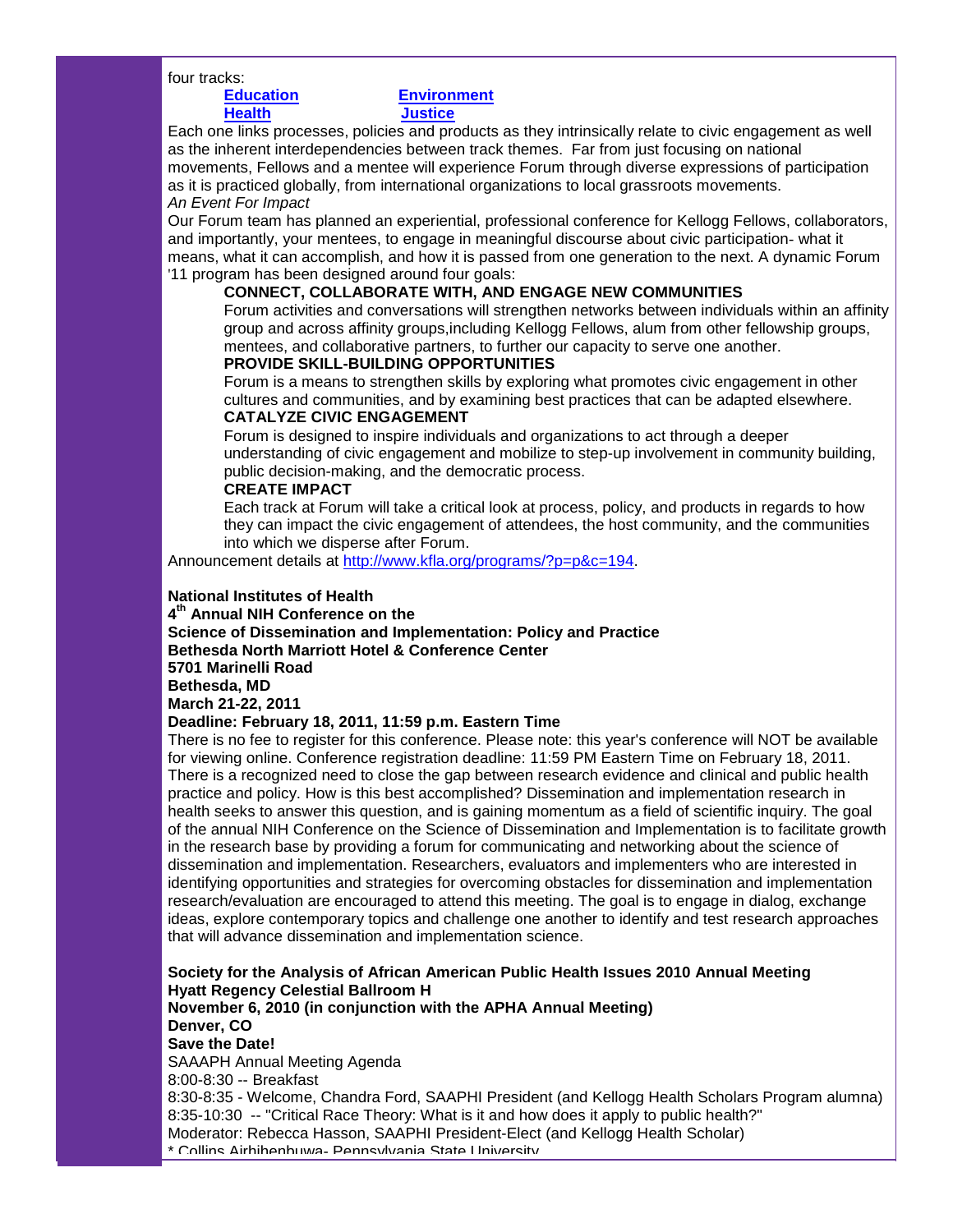four tracks:

**Education** **Environment**
**Health** **Justice**

Each one links processes, policies and products as they intrinsically relate to civic engagement as well as the inherent interdependencies between track themes. Far from just focusing on national movements, Fellows and a mentee will experience Forum through diverse expressions of participation as it is practiced globally, from international organizations to local grassroots movements.

*An Event For Impact*

Our Forum team has planned an experiential, professional conference for Kellogg Fellows, collaborators, and importantly, your mentees, to engage in meaningful discourse about civic participation- what it means, what it can accomplish, and how it is passed from one generation to the next. A dynamic Forum '11 program has been designed around four goals:

**CONNECT, COLLABORATE WITH, AND ENGAGE NEW COMMUNITIES**

Forum activities and conversations will strengthen networks between individuals within an affinity group and across affinity groups,including Kellogg Fellows, alum from other fellowship groups, mentees, and collaborative partners, to further our capacity to serve one another.

**PROVIDE SKILL-BUILDING OPPORTUNITIES**

Forum is a means to strengthen skills by exploring what promotes civic engagement in other cultures and communities, and by examining best practices that can be adapted elsewhere.

**CATALYZE CIVIC ENGAGEMENT**

Forum is designed to inspire individuals and organizations to act through a deeper understanding of civic engagement and mobilize to step-up involvement in community building, public decision-making, and the democratic process.

**CREATE IMPACT**

Each track at Forum will take a critical look at process, policy, and products in regards to how they can impact the civic engagement of attendees, the host community, and the communities into which we disperse after Forum.

Announcement details at http://www.kfla.org/programs/?p=p&c=194.

**National Institutes of Health**
**4th Annual NIH Conference on the**
**Science of Dissemination and Implementation: Policy and Practice**
**Bethesda North Marriott Hotel & Conference Center**
**5701 Marinelli Road**
**Bethesda, MD**
**March 21-22, 2011**
**Deadline: February 18, 2011, 11:59 p.m. Eastern Time**

There is no fee to register for this conference. Please note: this year's conference will NOT be available for viewing online. Conference registration deadline: 11:59 PM Eastern Time on February 18, 2011. There is a recognized need to close the gap between research evidence and clinical and public health practice and policy. How is this best accomplished? Dissemination and implementation research in health seeks to answer this question, and is gaining momentum as a field of scientific inquiry. The goal of the annual NIH Conference on the Science of Dissemination and Implementation is to facilitate growth in the research base by providing a forum for communicating and networking about the science of dissemination and implementation. Researchers, evaluators and implementers who are interested in identifying opportunities and strategies for overcoming obstacles for dissemination and implementation research/evaluation are encouraged to attend this meeting. The goal is to engage in dialog, exchange ideas, explore contemporary topics and challenge one another to identify and test research approaches that will advance dissemination and implementation science.

**Society for the Analysis of African American Public Health Issues 2010 Annual Meeting**
**Hyatt Regency Celestial Ballroom H**
**November 6, 2010 (in conjunction with the APHA Annual Meeting)**
**Denver, CO**
**Save the Date!**

SAAAPH Annual Meeting Agenda
8:00-8:30 -- Breakfast
8:30-8:35 - Welcome, Chandra Ford, SAAPHI President (and Kellogg Health Scholars Program alumna)
8:35-10:30 -- "Critical Race Theory: What is it and how does it apply to public health?"
Moderator: Rebecca Hasson, SAAPHI President-Elect (and Kellogg Health Scholar)
* Collins Airhihenbuwa- Pennsylvania State University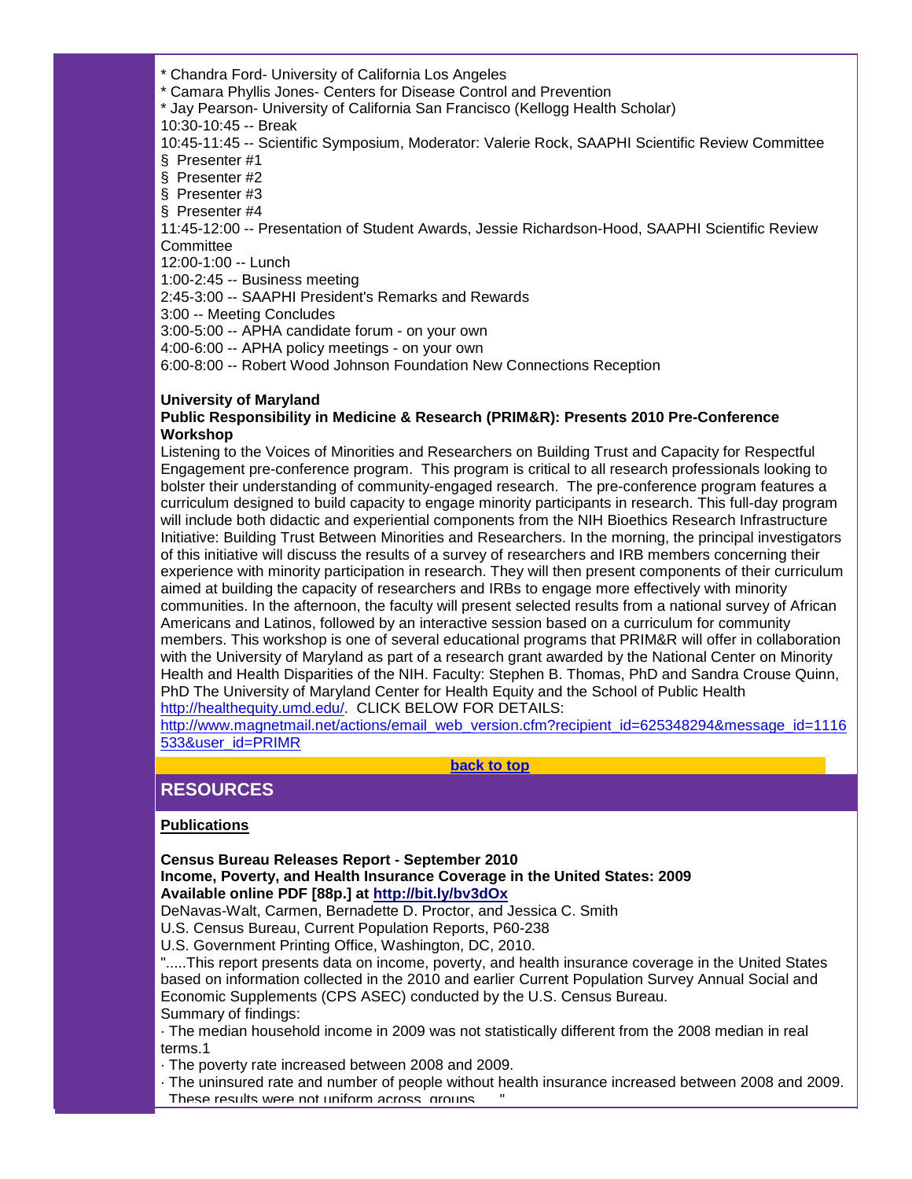* Chandra Ford- University of California Los Angeles
* Camara Phyllis Jones- Centers for Disease Control and Prevention
* Jay Pearson- University of California San Francisco (Kellogg Health Scholar)

10:30-10:45 -- Break

10:45-11:45 -- Scientific Symposium, Moderator: Valerie Rock, SAAPHI Scientific Review Committee

§ Presenter #1
§ Presenter #2
§ Presenter #3
§ Presenter #4

11:45-12:00 -- Presentation of Student Awards, Jessie Richardson-Hood, SAAPHI Scientific Review Committee

12:00-1:00 -- Lunch

1:00-2:45 -- Business meeting

2:45-3:00 -- SAAPHI President's Remarks and Rewards

3:00 -- Meeting Concludes

3:00-5:00 -- APHA candidate forum - on your own

4:00-6:00 -- APHA policy meetings - on your own

6:00-8:00 -- Robert Wood Johnson Foundation New Connections Reception

**University of Maryland**
**Public Responsibility in Medicine & Research (PRIM&R): Presents 2010 Pre-Conference Workshop**

Listening to the Voices of Minorities and Researchers on Building Trust and Capacity for Respectful Engagement pre-conference program. This program is critical to all research professionals looking to bolster their understanding of community-engaged research. The pre-conference program features a curriculum designed to build capacity to engage minority participants in research. This full-day program will include both didactic and experiential components from the NIH Bioethics Research Infrastructure Initiative: Building Trust Between Minorities and Researchers. In the morning, the principal investigators of this initiative will discuss the results of a survey of researchers and IRB members concerning their experience with minority participation in research. They will then present components of their curriculum aimed at building the capacity of researchers and IRBs to engage more effectively with minority communities. In the afternoon, the faculty will present selected results from a national survey of African Americans and Latinos, followed by an interactive session based on a curriculum for community members. This workshop is one of several educational programs that PRIM&R will offer in collaboration with the University of Maryland as part of a research grant awarded by the National Center on Minority Health and Health Disparities of the NIH. Faculty: Stephen B. Thomas, PhD and Sandra Crouse Quinn, PhD The University of Maryland Center for Health Equity and the School of Public Health http://healthequity.umd.edu/. CLICK BELOW FOR DETAILS:
http://www.magnetmail.net/actions/email_web_version.cfm?recipient_id=625348294&message_id=1116533&user_id=PRIMR

**back to top**

## RESOURCES

**Publications**

**Census Bureau Releases Report - September 2010**
**Income, Poverty, and Health Insurance Coverage in the United States: 2009**
**Available online PDF [88p.] at http://bit.ly/bv3dOx**

DeNavas-Walt, Carmen, Bernadette D. Proctor, and Jessica C. Smith
U.S. Census Bureau, Current Population Reports, P60-238
U.S. Government Printing Office, Washington, DC, 2010.

".....This report presents data on income, poverty, and health insurance coverage in the United States based on information collected in the 2010 and earlier Current Population Survey Annual Social and Economic Supplements (CPS ASEC) conducted by the U.S. Census Bureau.

Summary of findings:

· The median household income in 2009 was not statistically different from the 2008 median in real terms.1
· The poverty rate increased between 2008 and 2009.
· The uninsured rate and number of people without health insurance increased between 2008 and 2009. These results were not uniform across groups....."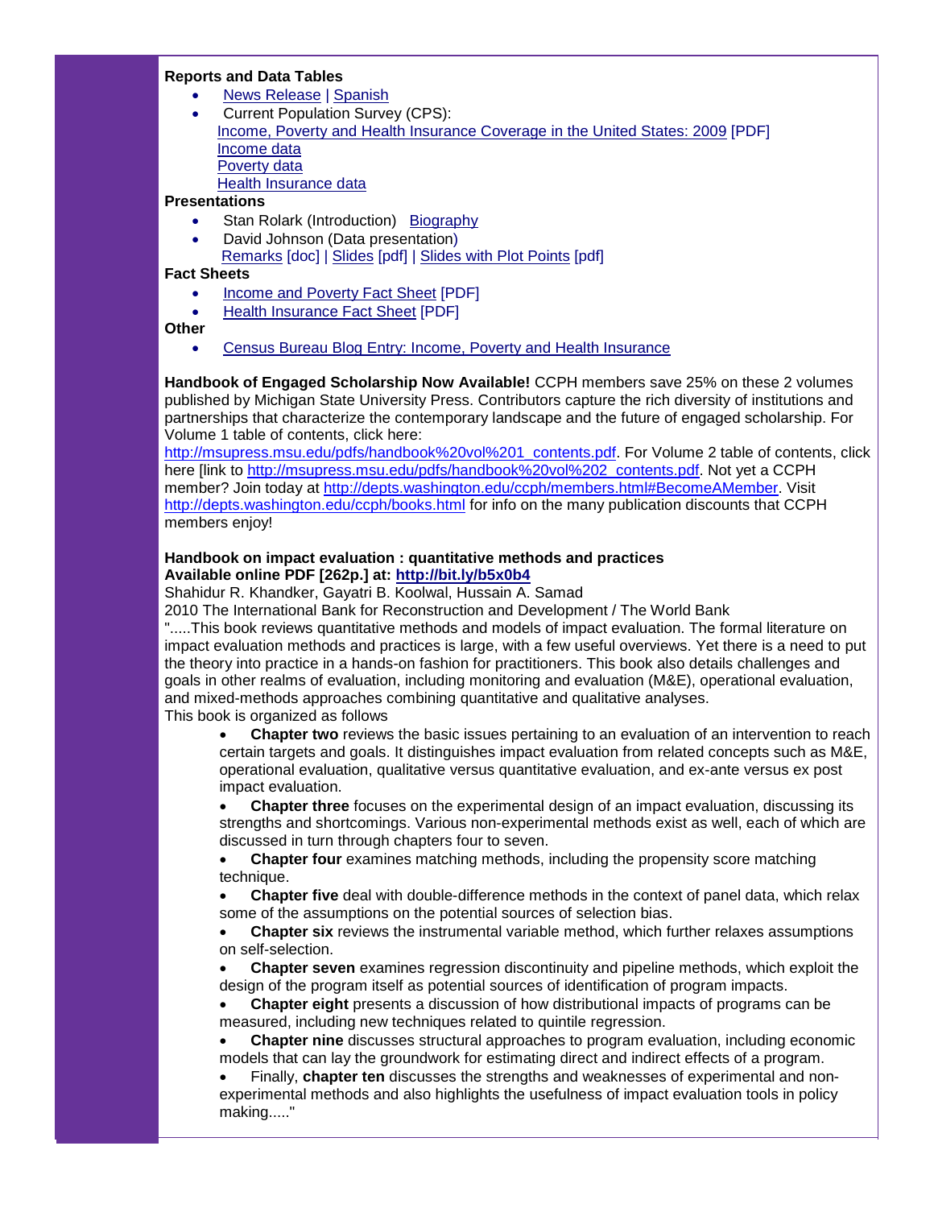**Reports and Data Tables**

- News Release | Spanish
- Current Population Survey (CPS):
  Income, Poverty and Health Insurance Coverage in the United States: 2009 [PDF]
  Income data
  Poverty data
  Health Insurance data

**Presentations**

- Stan Rolark (Introduction) Biography
- David Johnson (Data presentation)
  Remarks [doc] | Slides [pdf] | Slides with Plot Points [pdf]

**Fact Sheets**

- Income and Poverty Fact Sheet [PDF]
- Health Insurance Fact Sheet [PDF]

**Other**

- Census Bureau Blog Entry: Income, Poverty and Health Insurance

**Handbook of Engaged Scholarship Now Available!** CCPH members save 25% on these 2 volumes published by Michigan State University Press. Contributors capture the rich diversity of institutions and partnerships that characterize the contemporary landscape and the future of engaged scholarship. For Volume 1 table of contents, click here: http://msupress.msu.edu/pdfs/handbook%20vol%201_contents.pdf. For Volume 2 table of contents, click here [link to http://msupress.msu.edu/pdfs/handbook%20vol%202_contents.pdf. Not yet a CCPH member? Join today at http://depts.washington.edu/ccph/members.html#BecomeAMember. Visit http://depts.washington.edu/ccph/books.html for info on the many publication discounts that CCPH members enjoy!

**Handbook on impact evaluation : quantitative methods and practices**
**Available online PDF [262p.] at: http://bit.ly/b5x0b4**
Shahidur R. Khandker, Gayatri B. Koolwal, Hussain A. Samad
2010 The International Bank for Reconstruction and Development / The World Bank
".....This book reviews quantitative methods and models of impact evaluation. The formal literature on impact evaluation methods and practices is large, with a few useful overviews. Yet there is a need to put the theory into practice in a hands-on fashion for practitioners. This book also details challenges and goals in other realms of evaluation, including monitoring and evaluation (M&E), operational evaluation, and mixed-methods approaches combining quantitative and qualitative analyses.
This book is organized as follows

- **Chapter two** reviews the basic issues pertaining to an evaluation of an intervention to reach certain targets and goals. It distinguishes impact evaluation from related concepts such as M&E, operational evaluation, qualitative versus quantitative evaluation, and ex-ante versus ex post impact evaluation.
- **Chapter three** focuses on the experimental design of an impact evaluation, discussing its strengths and shortcomings. Various non-experimental methods exist as well, each of which are discussed in turn through chapters four to seven.
- **Chapter four** examines matching methods, including the propensity score matching technique.
- **Chapter five** deal with double-difference methods in the context of panel data, which relax some of the assumptions on the potential sources of selection bias.
- **Chapter six** reviews the instrumental variable method, which further relaxes assumptions on self-selection.
- **Chapter seven** examines regression discontinuity and pipeline methods, which exploit the design of the program itself as potential sources of identification of program impacts.
- **Chapter eight** presents a discussion of how distributional impacts of programs can be measured, including new techniques related to quintile regression.
- **Chapter nine** discusses structural approaches to program evaluation, including economic models that can lay the groundwork for estimating direct and indirect effects of a program.
- Finally, **chapter ten** discusses the strengths and weaknesses of experimental and non-experimental methods and also highlights the usefulness of impact evaluation tools in policy making....."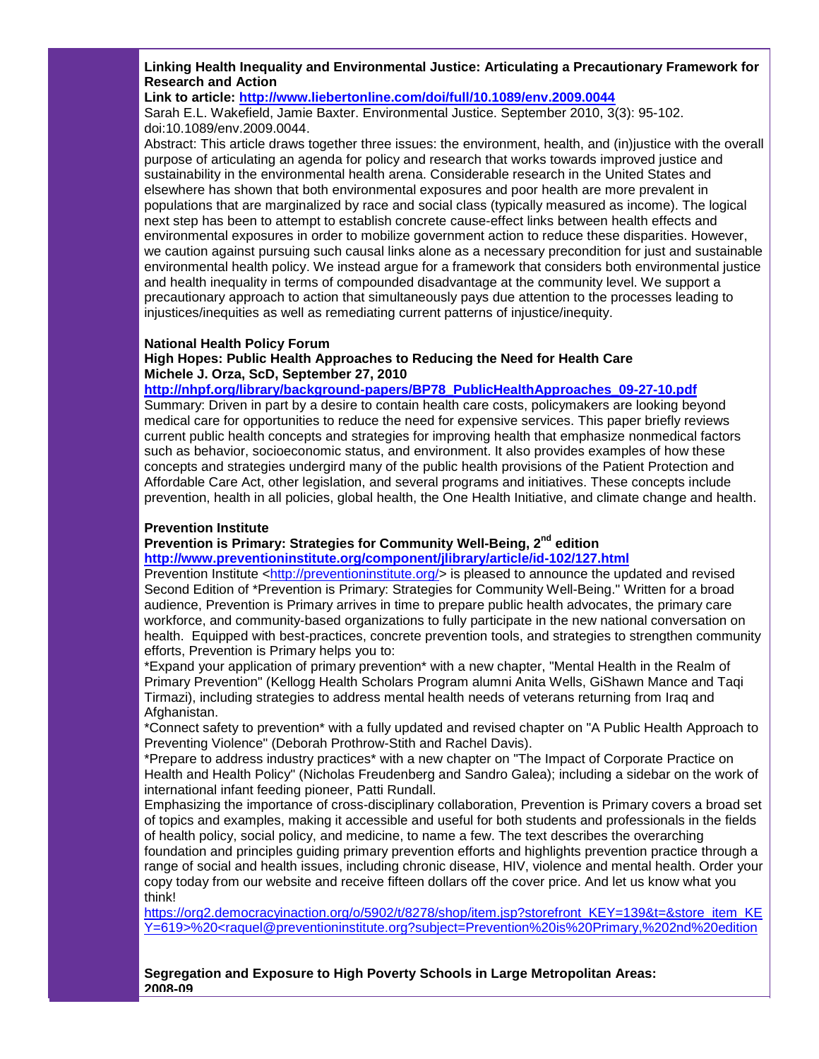**Linking Health Inequality and Environmental Justice: Articulating a Precautionary Framework for Research and Action**

**Link to article: [http://www.liebertonline.com/doi/full/10.1089/env.2009.0044](http://www.liebertonline.com/doi/full/10.1089/env.2009.0044)**

Sarah E.L. Wakefield, Jamie Baxter. Environmental Justice. September 2010, 3(3): 95-102. doi:10.1089/env.2009.0044.

Abstract: This article draws together three issues: the environment, health, and (in)justice with the overall purpose of articulating an agenda for policy and research that works towards improved justice and sustainability in the environmental health arena. Considerable research in the United States and elsewhere has shown that both environmental exposures and poor health are more prevalent in populations that are marginalized by race and social class (typically measured as income). The logical next step has been to attempt to establish concrete cause-effect links between health effects and environmental exposures in order to mobilize government action to reduce these disparities. However, we caution against pursuing such causal links alone as a necessary precondition for just and sustainable environmental health policy. We instead argue for a framework that considers both environmental justice and health inequality in terms of compounded disadvantage at the community level. We support a precautionary approach to action that simultaneously pays due attention to the processes leading to injustices/inequities as well as remediating current patterns of injustice/inequity.

**National Health Policy Forum**

**High Hopes: Public Health Approaches to Reducing the Need for Health Care**

**Michele J. Orza, ScD, September 27, 2010**

**[http://nhpf.org/library/background-papers/BP78_PublicHealthApproaches_09-27-10.pdf](http://nhpf.org/library/background-papers/BP78_PublicHealthApproaches_09-27-10.pdf)**

Summary: Driven in part by a desire to contain health care costs, policymakers are looking beyond medical care for opportunities to reduce the need for expensive services. This paper briefly reviews current public health concepts and strategies for improving health that emphasize nonmedical factors such as behavior, socioeconomic status, and environment. It also provides examples of how these concepts and strategies undergird many of the public health provisions of the Patient Protection and Affordable Care Act, other legislation, and several programs and initiatives. These concepts include prevention, health in all policies, global health, the One Health Initiative, and climate change and health.

**Prevention Institute**

**Prevention is Primary: Strategies for Community Well-Being, 2nd edition**

**[http://www.preventioninstitute.org/component/jlibrary/article/id-102/127.html](http://www.preventioninstitute.org/component/jlibrary/article/id-102/127.html)**

Prevention Institute <[http://preventioninstitute.org/](http://preventioninstitute.org/)> is pleased to announce the updated and revised Second Edition of *Prevention is Primary: Strategies for Community Well-Being." Written for a broad audience, Prevention is Primary arrives in time to prepare public health advocates, the primary care workforce, and community-based organizations to fully participate in the new national conversation on health. Equipped with best-practices, concrete prevention tools, and strategies to strengthen community efforts, Prevention is Primary helps you to:

*Expand your application of primary prevention* with a new chapter, "Mental Health in the Realm of Primary Prevention" (Kellogg Health Scholars Program alumni Anita Wells, GiShawn Mance and Taqi Tirmazi), including strategies to address mental health needs of veterans returning from Iraq and Afghanistan.

*Connect safety to prevention* with a fully updated and revised chapter on "A Public Health Approach to Preventing Violence" (Deborah Prothrow-Stith and Rachel Davis).

*Prepare to address industry practices* with a new chapter on "The Impact of Corporate Practice on Health and Health Policy" (Nicholas Freudenberg and Sandro Galea); including a sidebar on the work of international infant feeding pioneer, Patti Rundall.

Emphasizing the importance of cross-disciplinary collaboration, Prevention is Primary covers a broad set of topics and examples, making it accessible and useful for both students and professionals in the fields of health policy, social policy, and medicine, to name a few. The text describes the overarching foundation and principles guiding primary prevention efforts and highlights prevention practice through a range of social and health issues, including chronic disease, HIV, violence and mental health. Order your copy today from our website and receive fifteen dollars off the cover price. And let us know what you think!

[https://org2.democracyinaction.org/o/5902/t/8278/shop/item.jsp?storefront_KEY=139&t=&store_item_KEY=619>%20<raquel@preventioninstitute.org?subject=Prevention%20is%20Primary,%202nd%20edition](https://org2.democracyinaction.org/o/5902/t/8278/shop/item.jsp?storefront_KEY=139&t=&store_item_KEY=619>%20<raquel@preventioninstitute.org?subject=Prevention%20is%20Primary,%202nd%20edition)

**Segregation and Exposure to High Poverty Schools in Large Metropolitan Areas: 2008-09**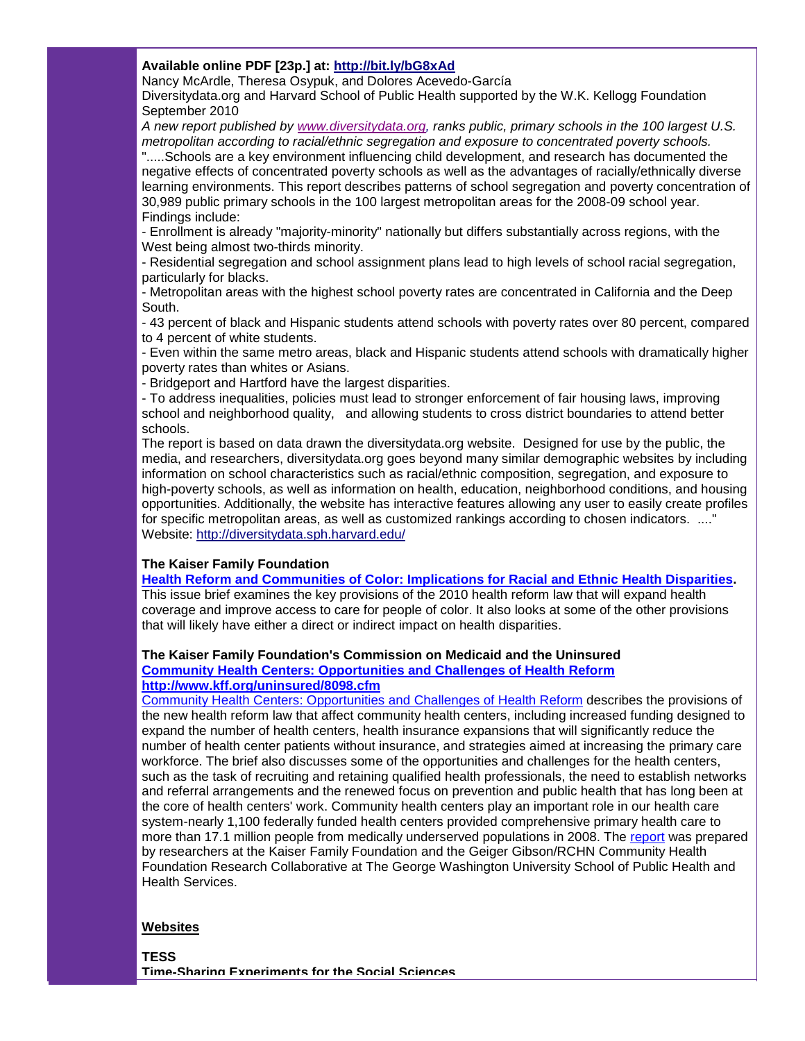**Available online PDF [23p.] at: http://bit.ly/bG8xAd**
Nancy McArdle, Theresa Osypuk, and Dolores Acevedo-García
Diversitydata.org and Harvard School of Public Health supported by the W.K. Kellogg Foundation
September 2010

*A new report published by www.diversitydata.org, ranks public, primary schools in the 100 largest U.S. metropolitan according to racial/ethnic segregation and exposure to concentrated poverty schools.*

".....Schools are a key environment influencing child development, and research has documented the negative effects of concentrated poverty schools as well as the advantages of racially/ethnically diverse learning environments. This report describes patterns of school segregation and poverty concentration of 30,989 public primary schools in the 100 largest metropolitan areas for the 2008-09 school year. Findings include:

- Enrollment is already "majority-minority" nationally but differs substantially across regions, with the West being almost two-thirds minority.
- Residential segregation and school assignment plans lead to high levels of school racial segregation, particularly for blacks.
- Metropolitan areas with the highest school poverty rates are concentrated in California and the Deep South.
- 43 percent of black and Hispanic students attend schools with poverty rates over 80 percent, compared to 4 percent of white students.
- Even within the same metro areas, black and Hispanic students attend schools with dramatically higher poverty rates than whites or Asians.
- Bridgeport and Hartford have the largest disparities.
- To address inequalities, policies must lead to stronger enforcement of fair housing laws, improving school and neighborhood quality, and allowing students to cross district boundaries to attend better schools.

The report is based on data drawn the diversitydata.org website. Designed for use by the public, the media, and researchers, diversitydata.org goes beyond many similar demographic websites by including information on school characteristics such as racial/ethnic composition, segregation, and exposure to high-poverty schools, as well as information on health, education, neighborhood conditions, and housing opportunities. Additionally, the website has interactive features allowing any user to easily create profiles for specific metropolitan areas, as well as customized rankings according to chosen indicators. ...."
Website: http://diversitydata.sph.harvard.edu/

**The Kaiser Family Foundation**
**Health Reform and Communities of Color: Implications for Racial and Ethnic Health Disparities.**
This issue brief examines the key provisions of the 2010 health reform law that will expand health coverage and improve access to care for people of color. It also looks at some of the other provisions that will likely have either a direct or indirect impact on health disparities.

**The Kaiser Family Foundation's Commission on Medicaid and the Uninsured**
**Community Health Centers: Opportunities and Challenges of Health Reform**
**http://www.kff.org/uninsured/8098.cfm**
Community Health Centers: Opportunities and Challenges of Health Reform describes the provisions of the new health reform law that affect community health centers, including increased funding designed to expand the number of health centers, health insurance expansions that will significantly reduce the number of health center patients without insurance, and strategies aimed at increasing the primary care workforce. The brief also discusses some of the opportunities and challenges for the health centers, such as the task of recruiting and retaining qualified health professionals, the need to establish networks and referral arrangements and the renewed focus on prevention and public health that has long been at the core of health centers' work. Community health centers play an important role in our health care system-nearly 1,100 federally funded health centers provided comprehensive primary health care to more than 17.1 million people from medically underserved populations in 2008. The report was prepared by researchers at the Kaiser Family Foundation and the Geiger Gibson/RCHN Community Health Foundation Research Collaborative at The George Washington University School of Public Health and Health Services.

**Websites**

**TESS**
**Time-Sharing Experiments for the Social Sciences**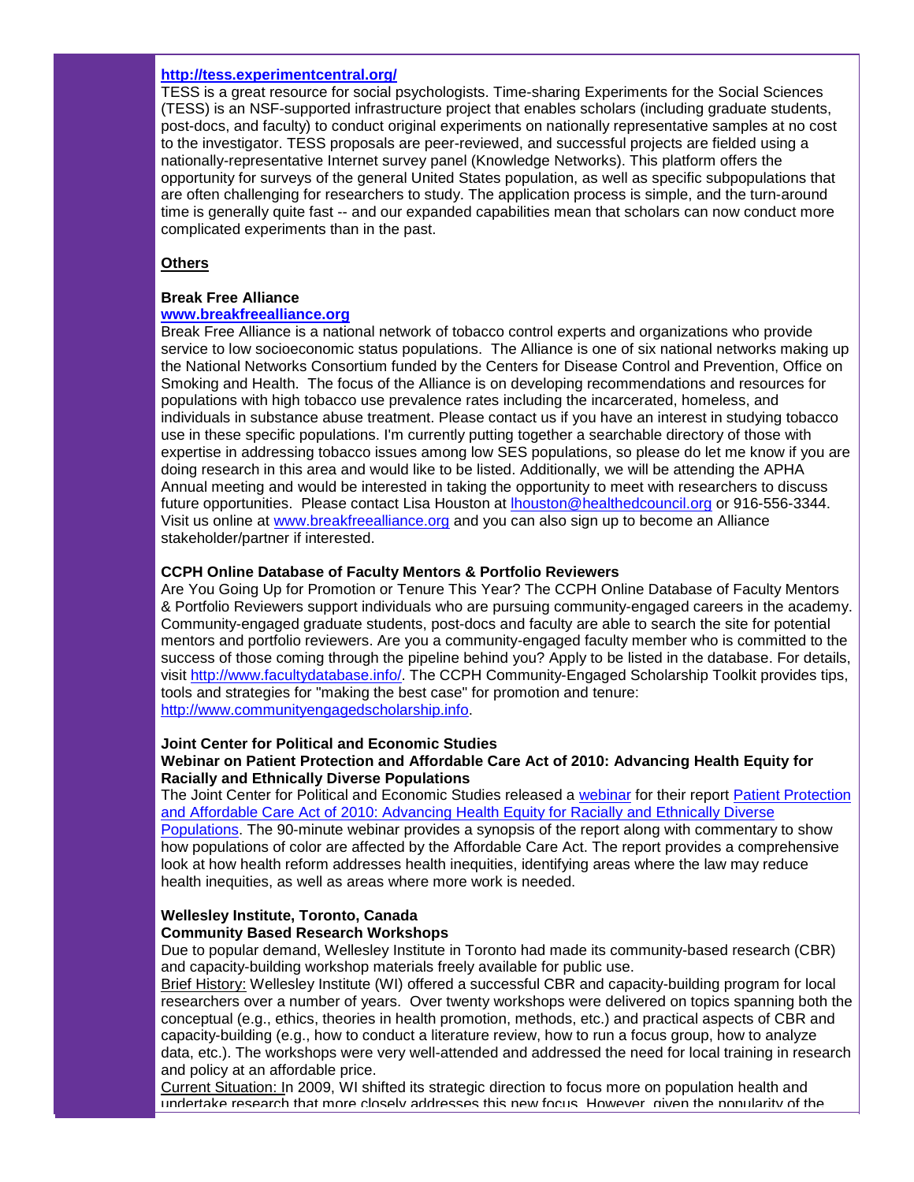**http://tess.experimentcentral.org/**

TESS is a great resource for social psychologists. Time-sharing Experiments for the Social Sciences (TESS) is an NSF-supported infrastructure project that enables scholars (including graduate students, post-docs, and faculty) to conduct original experiments on nationally representative samples at no cost to the investigator. TESS proposals are peer-reviewed, and successful projects are fielded using a nationally-representative Internet survey panel (Knowledge Networks). This platform offers the opportunity for surveys of the general United States population, as well as specific subpopulations that are often challenging for researchers to study. The application process is simple, and the turn-around time is generally quite fast -- and our expanded capabilities mean that scholars can now conduct more complicated experiments than in the past.

**Others**

**Break Free Alliance**
**www.breakfreealliance.org**

Break Free Alliance is a national network of tobacco control experts and organizations who provide service to low socioeconomic status populations. The Alliance is one of six national networks making up the National Networks Consortium funded by the Centers for Disease Control and Prevention, Office on Smoking and Health. The focus of the Alliance is on developing recommendations and resources for populations with high tobacco use prevalence rates including the incarcerated, homeless, and individuals in substance abuse treatment. Please contact us if you have an interest in studying tobacco use in these specific populations. I'm currently putting together a searchable directory of those with expertise in addressing tobacco issues among low SES populations, so please do let me know if you are doing research in this area and would like to be listed. Additionally, we will be attending the APHA Annual meeting and would be interested in taking the opportunity to meet with researchers to discuss future opportunities. Please contact Lisa Houston at lhouston@healthedcouncil.org or 916-556-3344. Visit us online at www.breakfreealliance.org and you can also sign up to become an Alliance stakeholder/partner if interested.

**CCPH Online Database of Faculty Mentors & Portfolio Reviewers**

Are You Going Up for Promotion or Tenure This Year? The CCPH Online Database of Faculty Mentors & Portfolio Reviewers support individuals who are pursuing community-engaged careers in the academy. Community-engaged graduate students, post-docs and faculty are able to search the site for potential mentors and portfolio reviewers. Are you a community-engaged faculty member who is committed to the success of those coming through the pipeline behind you? Apply to be listed in the database. For details, visit http://www.facultydatabase.info/. The CCPH Community-Engaged Scholarship Toolkit provides tips, tools and strategies for "making the best case" for promotion and tenure: http://www.communityengagedscholarship.info.

**Joint Center for Political and Economic Studies**
**Webinar on Patient Protection and Affordable Care Act of 2010: Advancing Health Equity for Racially and Ethnically Diverse Populations**

The Joint Center for Political and Economic Studies released a webinar for their report Patient Protection and Affordable Care Act of 2010: Advancing Health Equity for Racially and Ethnically Diverse Populations. The 90-minute webinar provides a synopsis of the report along with commentary to show how populations of color are affected by the Affordable Care Act. The report provides a comprehensive look at how health reform addresses health inequities, identifying areas where the law may reduce health inequities, as well as areas where more work is needed.

**Wellesley Institute, Toronto, Canada**
**Community Based Research Workshops**

Due to popular demand, Wellesley Institute in Toronto had made its community-based research (CBR) and capacity-building workshop materials freely available for public use.

Brief History: Wellesley Institute (WI) offered a successful CBR and capacity-building program for local researchers over a number of years. Over twenty workshops were delivered on topics spanning both the conceptual (e.g., ethics, theories in health promotion, methods, etc.) and practical aspects of CBR and capacity-building (e.g., how to conduct a literature review, how to run a focus group, how to analyze data, etc.). The workshops were very well-attended and addressed the need for local training in research and policy at an affordable price.

Current Situation: In 2009, WI shifted its strategic direction to focus more on population health and undertake research that more closely addresses this new focus. However, given the popularity of the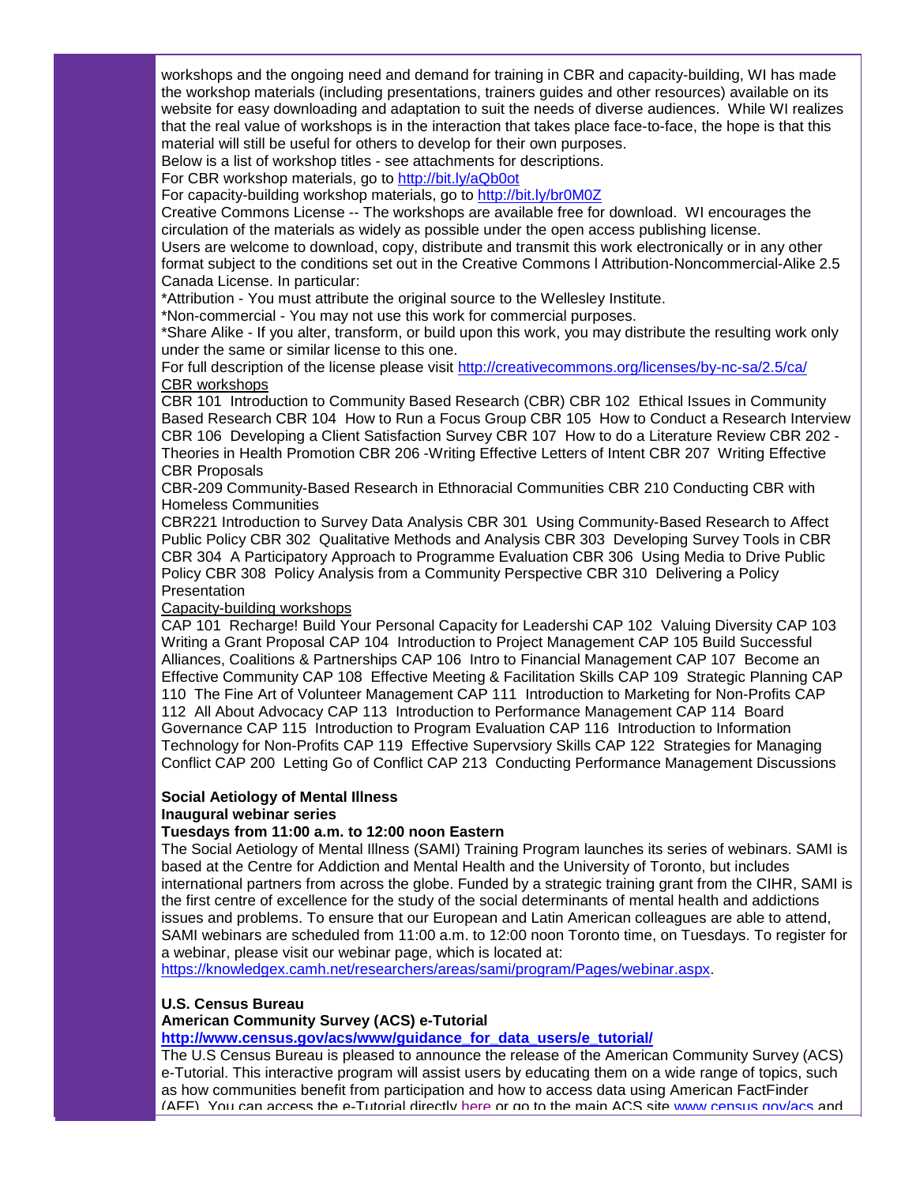workshops and the ongoing need and demand for training in CBR and capacity-building, WI has made the workshop materials (including presentations, trainers guides and other resources) available on its website for easy downloading and adaptation to suit the needs of diverse audiences. While WI realizes that the real value of workshops is in the interaction that takes place face-to-face, the hope is that this material will still be useful for others to develop for their own purposes.

Below is a list of workshop titles - see attachments for descriptions.

For CBR workshop materials, go to http://bit.ly/aQb0ot

For capacity-building workshop materials, go to http://bit.ly/br0M0Z

Creative Commons License -- The workshops are available free for download. WI encourages the circulation of the materials as widely as possible under the open access publishing license.

Users are welcome to download, copy, distribute and transmit this work electronically or in any other format subject to the conditions set out in the Creative Commons l Attribution-Noncommercial-Alike 2.5 Canada License. In particular:

*Attribution - You must attribute the original source to the Wellesley Institute.

*Non-commercial - You may not use this work for commercial purposes.

*Share Alike - If you alter, transform, or build upon this work, you may distribute the resulting work only under the same or similar license to this one.

For full description of the license please visit http://creativecommons.org/licenses/by-nc-sa/2.5/ca/

CBR workshops

CBR 101 Introduction to Community Based Research (CBR) CBR 102 Ethical Issues in Community Based Research CBR 104 How to Run a Focus Group CBR 105 How to Conduct a Research Interview CBR 106 Developing a Client Satisfaction Survey CBR 107 How to do a Literature Review CBR 202 - Theories in Health Promotion CBR 206 -Writing Effective Letters of Intent CBR 207 Writing Effective CBR Proposals

CBR-209 Community-Based Research in Ethnoracial Communities CBR 210 Conducting CBR with Homeless Communities

CBR221 Introduction to Survey Data Analysis CBR 301 Using Community-Based Research to Affect Public Policy CBR 302 Qualitative Methods and Analysis CBR 303 Developing Survey Tools in CBR CBR 304 A Participatory Approach to Programme Evaluation CBR 306 Using Media to Drive Public Policy CBR 308 Policy Analysis from a Community Perspective CBR 310 Delivering a Policy Presentation

Capacity-building workshops

CAP 101 Recharge! Build Your Personal Capacity for Leadershi CAP 102 Valuing Diversity CAP 103 Writing a Grant Proposal CAP 104 Introduction to Project Management CAP 105 Build Successful Alliances, Coalitions & Partnerships CAP 106 Intro to Financial Management CAP 107 Become an Effective Community CAP 108 Effective Meeting & Facilitation Skills CAP 109 Strategic Planning CAP 110 The Fine Art of Volunteer Management CAP 111 Introduction to Marketing for Non-Profits CAP 112 All About Advocacy CAP 113 Introduction to Performance Management CAP 114 Board Governance CAP 115 Introduction to Program Evaluation CAP 116 Introduction to Information Technology for Non-Profits CAP 119 Effective Supervsiory Skills CAP 122 Strategies for Managing Conflict CAP 200 Letting Go of Conflict CAP 213 Conducting Performance Management Discussions

**Social Aetiology of Mental Illness**
**Inaugural webinar series**
**Tuesdays from 11:00 a.m. to 12:00 noon Eastern**

The Social Aetiology of Mental Illness (SAMI) Training Program launches its series of webinars. SAMI is based at the Centre for Addiction and Mental Health and the University of Toronto, but includes international partners from across the globe. Funded by a strategic training grant from the CIHR, SAMI is the first centre of excellence for the study of the social determinants of mental health and addictions issues and problems. To ensure that our European and Latin American colleagues are able to attend, SAMI webinars are scheduled from 11:00 a.m. to 12:00 noon Toronto time, on Tuesdays. To register for a webinar, please visit our webinar page, which is located at: https://knowledgex.camh.net/researchers/areas/sami/program/Pages/webinar.aspx.

**U.S. Census Bureau**
**American Community Survey (ACS) e-Tutorial**
**http://www.census.gov/acs/www/guidance_for_data_users/e_tutorial/**

The U.S Census Bureau is pleased to announce the release of the American Community Survey (ACS) e-Tutorial. This interactive program will assist users by educating them on a wide range of topics, such as how communities benefit from participation and how to access data using American FactFinder (AFF). You can access the e-Tutorial directly here or go to the main ACS site www.census.gov/acs and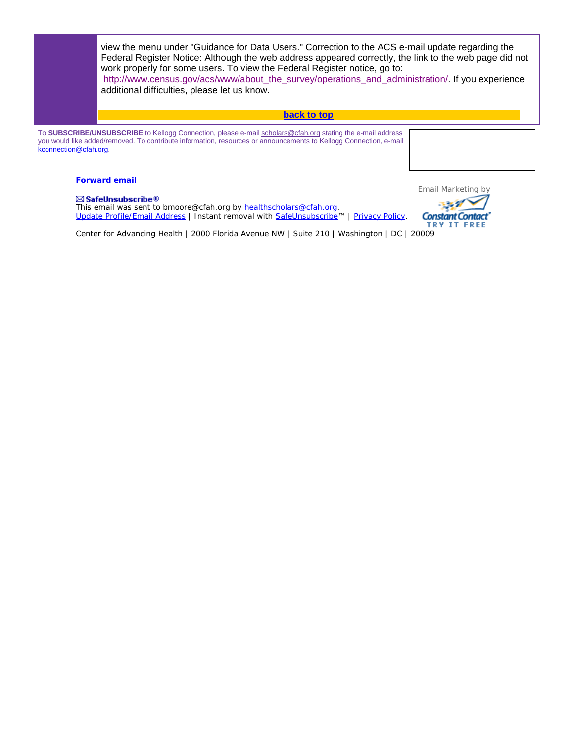view the menu under "Guidance for Data Users." Correction to the ACS e-mail update regarding the Federal Register Notice: Although the web address appeared correctly, the link to the web page did not work properly for some users. To view the Federal Register notice, go to: http://www.census.gov/acs/www/about_the_survey/operations_and_administration/. If you experience additional difficulties, please let us know.

**back to top**

To **SUBSCRIBE/UNSUBSCRIBE** to Kellogg Connection, please e-mail scholars@cfah.org stating the e-mail address you would like added/removed. To contribute information, resources or announcements to Kellogg Connection, e-mail kconnection@cfah.org.

**Forward email**

Email Marketing by Constant Contact TRY IT FREE

**SafeUnsubscribe®**
This email was sent to bmoore@cfah.org by healthscholars@cfah.org.
Update Profile/Email Address | Instant removal with SafeUnsubscribe™ | Privacy Policy.

Center for Advancing Health | 2000 Florida Avenue NW | Suite 210 | Washington | DC | 20009